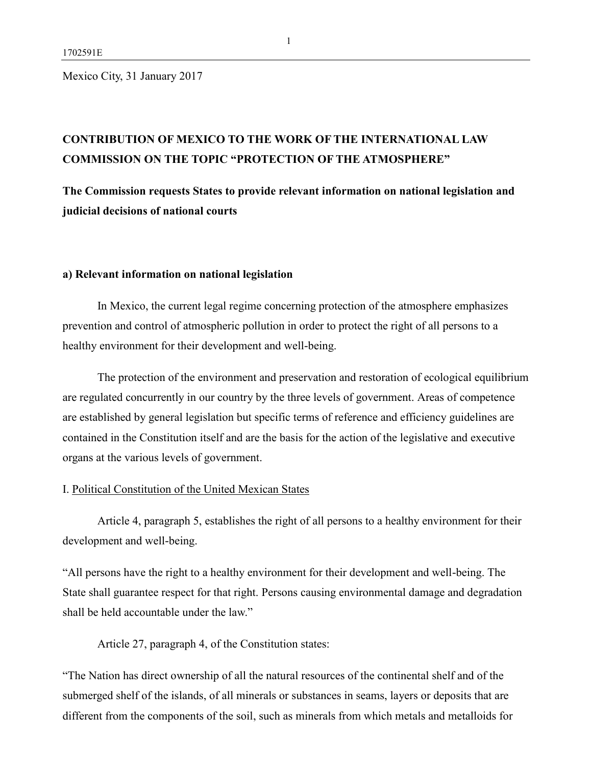Mexico City, 31 January 2017

## CONTRIBUTION OF MEXICO TO THE WORK OF THE INTERNATIONAL LAW COMMISSION ON THE TOPIC "PROTECTION OF THE ATMOSPHERE"

**The Commission requests States to provide relevant information on national legislation and judicial decisions of national courts**

### a) Relevant information on national legislation

In Mexico, the current legal regime concerning protection of the atmosphere emphasizes prevention and control of atmospheric pollution in order to protect the right of all persons to a healthy environment for their development and well-being.

The protection of the environment and preservation and restoration of ecological equilibrium are regulated concurrently in our country by the three levels of government. Areas of competence are established by general legislation but specific terms of reference and efficiency guidelines are contained in the Constitution itself and are the basis for the action of the legislative and executive organs at the various levels of government.

I. Political Constitution of the United Mexican States

Article 4, paragraph 5, establishes the right of all persons to a healthy environment for their development and well-being.

"All persons have the right to a healthy environment for their development and well-being. The State shall guarantee respect for that right. Persons causing environmental damage and degradation shall be held accountable under the law."

Article 27, paragraph 4, of the Constitution states:

"The Nation has direct ownership of all the natural resources of the continental shelf and of the submerged shelf of the islands, of all minerals or substances in seams, layers or deposits that are different from the components of the soil, such as minerals from which metals and metalloids for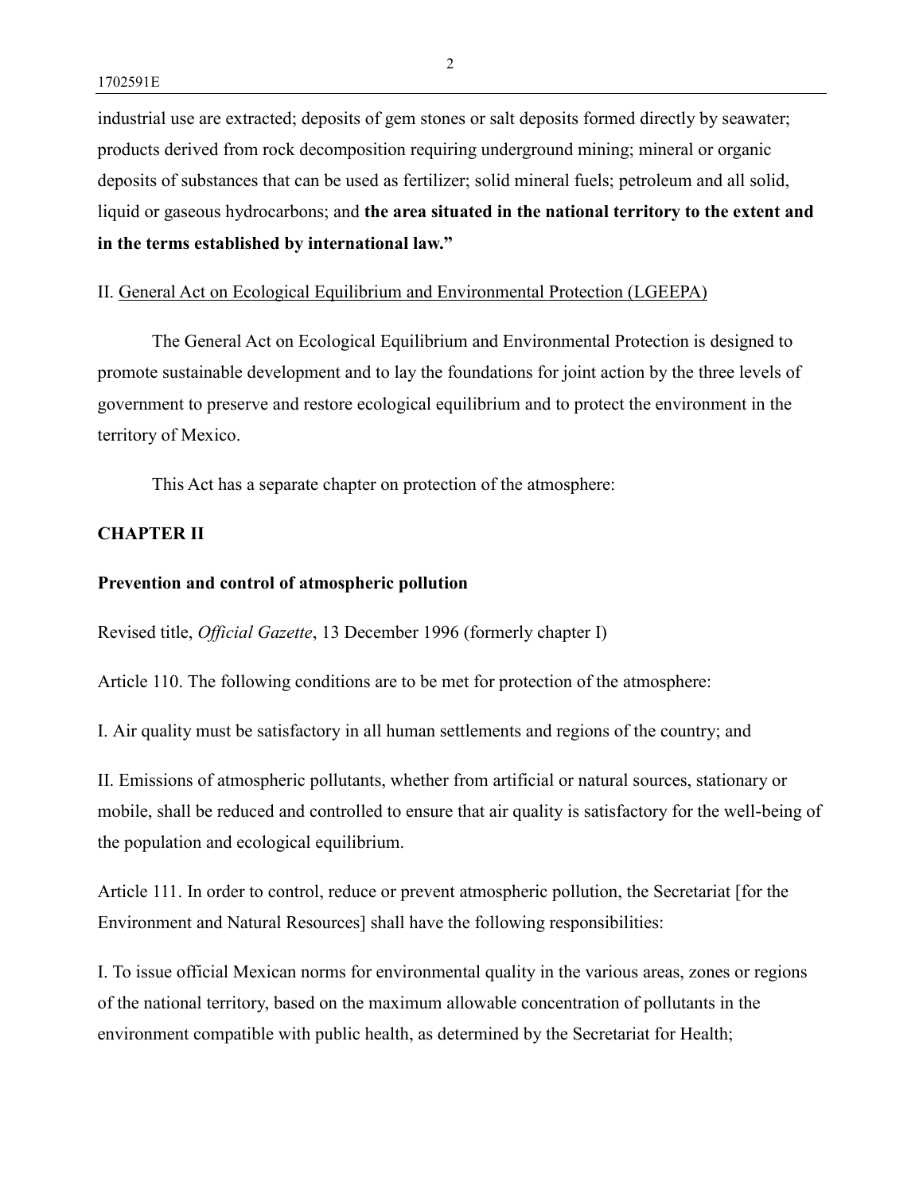industrial use are extracted; deposits of gem stones or salt deposits formed directly by seawater; products derived from rock decomposition requiring underground mining; mineral or organic deposits of substances that can be used as fertilizer; solid mineral fuels; petroleum and all solid, liquid or gaseous hydrocarbons; and **the area situated in the national territory to the extent and in the terms established by international law.”**

II. General Act on Ecological Equilibrium and Environmental Protection (LGEEPA)

The General Act on Ecological Equilibrium and Environmental Protection is designed to promote sustainable development and to lay the foundations for joint action by the three levels of government to preserve and restore ecological equilibrium and to protect the environment in the territory of Mexico.

This Act has a separate chapter on protection of the atmosphere:

**CHAPTER II**

**Prevention and control of atmospheric pollution**

Revised title, *Official Gazette*, 13 December 1996 (formerly chapter I)

Article 110. The following conditions are to be met for protection of the atmosphere:

I. Air quality must be satisfactory in all human settlements and regions of the country; and

II. Emissions of atmospheric pollutants, whether from artificial or natural sources, stationary or mobile, shall be reduced and controlled to ensure that air quality is satisfactory for the well-being of the population and ecological equilibrium.

Article 111. In order to control, reduce or prevent atmospheric pollution, the Secretariat [for the Environment and Natural Resources] shall have the following responsibilities:

I. To issue official Mexican norms for environmental quality in the various areas, zones or regions of the national territory, based on the maximum allowable concentration of pollutants in the environment compatible with public health, as determined by the Secretariat for Health;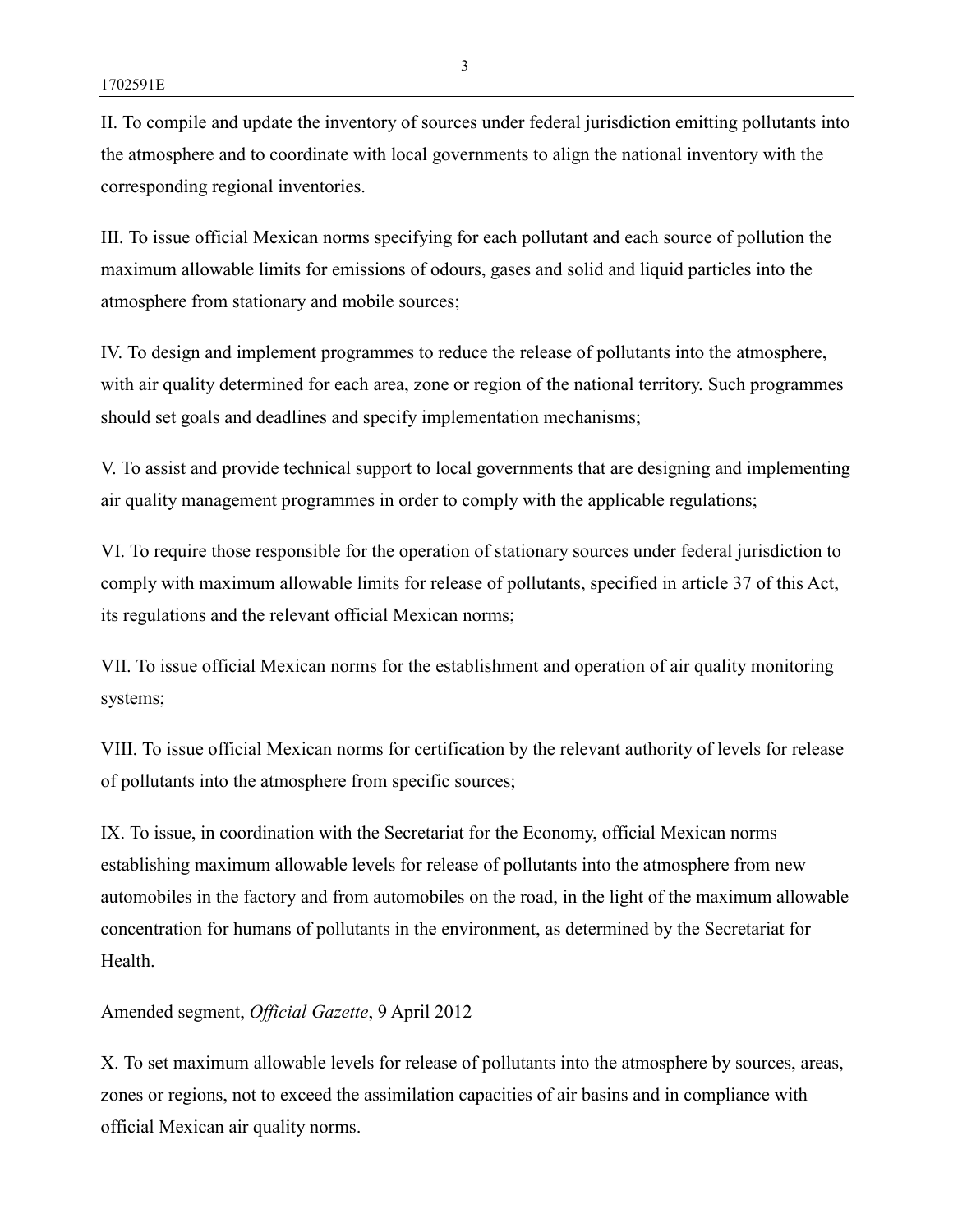II. To compile and update the inventory of sources under federal jurisdiction emitting pollutants into the atmosphere and to coordinate with local governments to align the national inventory with the corresponding regional inventories.

III. To issue official Mexican norms specifying for each pollutant and each source of pollution the maximum allowable limits for emissions of odours, gases and solid and liquid particles into the atmosphere from stationary and mobile sources;

IV. To design and implement programmes to reduce the release of pollutants into the atmosphere, with air quality determined for each area, zone or region of the national territory. Such programmes should set goals and deadlines and specify implementation mechanisms;

V. To assist and provide technical support to local governments that are designing and implementing air quality management programmes in order to comply with the applicable regulations;

VI. To require those responsible for the operation of stationary sources under federal jurisdiction to comply with maximum allowable limits for release of pollutants, specified in article 37 of this Act, its regulations and the relevant official Mexican norms;

VII. To issue official Mexican norms for the establishment and operation of air quality monitoring systems;

VIII. To issue official Mexican norms for certification by the relevant authority of levels for release of pollutants into the atmosphere from specific sources;

IX. To issue, in coordination with the Secretariat for the Economy, official Mexican norms establishing maximum allowable levels for release of pollutants into the atmosphere from new automobiles in the factory and from automobiles on the road, in the light of the maximum allowable concentration for humans of pollutants in the environment, as determined by the Secretariat for Health.

Amended segment, *Official Gazette*, 9 April 2012

X. To set maximum allowable levels for release of pollutants into the atmosphere by sources, areas, zones or regions, not to exceed the assimilation capacities of air basins and in compliance with official Mexican air quality norms.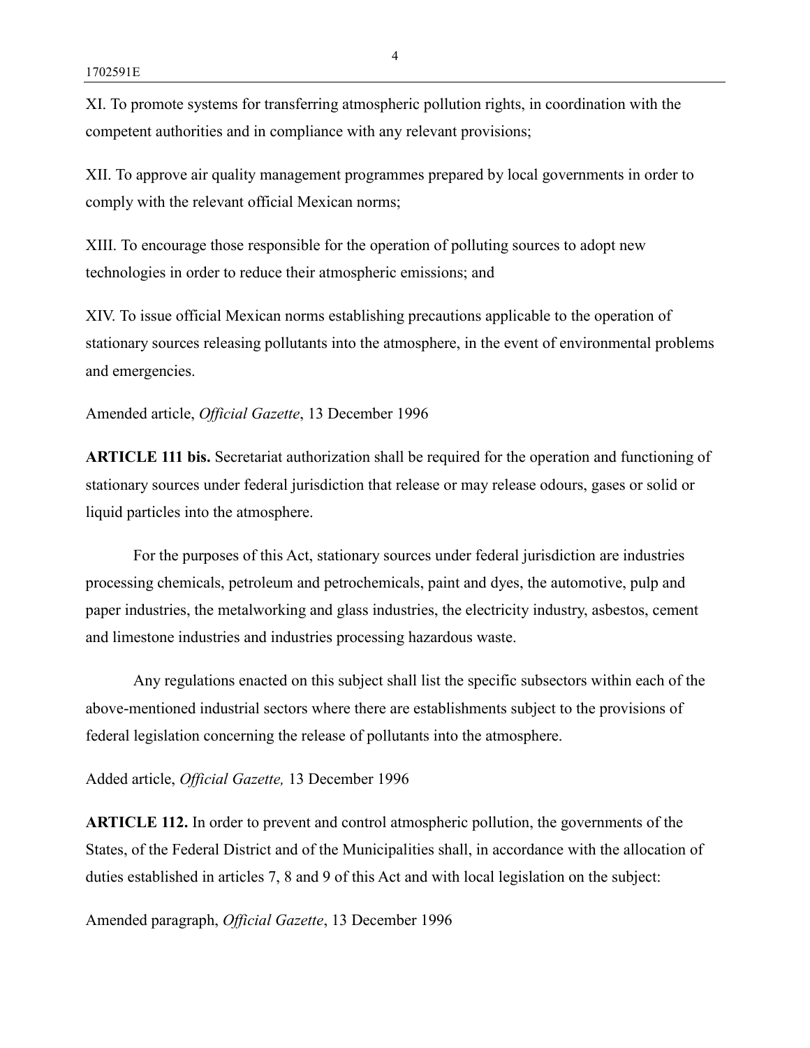XI. To promote systems for transferring atmospheric pollution rights, in coordination with the competent authorities and in compliance with any relevant provisions;

XII. To approve air quality management programmes prepared by local governments in order to comply with the relevant official Mexican norms;

XIII. To encourage those responsible for the operation of polluting sources to adopt new technologies in order to reduce their atmospheric emissions; and

XIV. To issue official Mexican norms establishing precautions applicable to the operation of stationary sources releasing pollutants into the atmosphere, in the event of environmental problems and emergencies.

Amended article, *Official Gazette*, 13 December 1996

**ARTICLE 111 bis.** Secretariat authorization shall be required for the operation and functioning of stationary sources under federal jurisdiction that release or may release odours, gases or solid or liquid particles into the atmosphere.

For the purposes of this Act, stationary sources under federal jurisdiction are industries processing chemicals, petroleum and petrochemicals, paint and dyes, the automotive, pulp and paper industries, the metalworking and glass industries, the electricity industry, asbestos, cement and limestone industries and industries processing hazardous waste.

Any regulations enacted on this subject shall list the specific subsectors within each of the above-mentioned industrial sectors where there are establishments subject to the provisions of federal legislation concerning the release of pollutants into the atmosphere.

Added article, *Official Gazette,* 13 December 1996

**ARTICLE 112.** In order to prevent and control atmospheric pollution, the governments of the States, of the Federal District and of the Municipalities shall, in accordance with the allocation of duties established in articles 7, 8 and 9 of this Act and with local legislation on the subject:

Amended paragraph, *Official Gazette*, 13 December 1996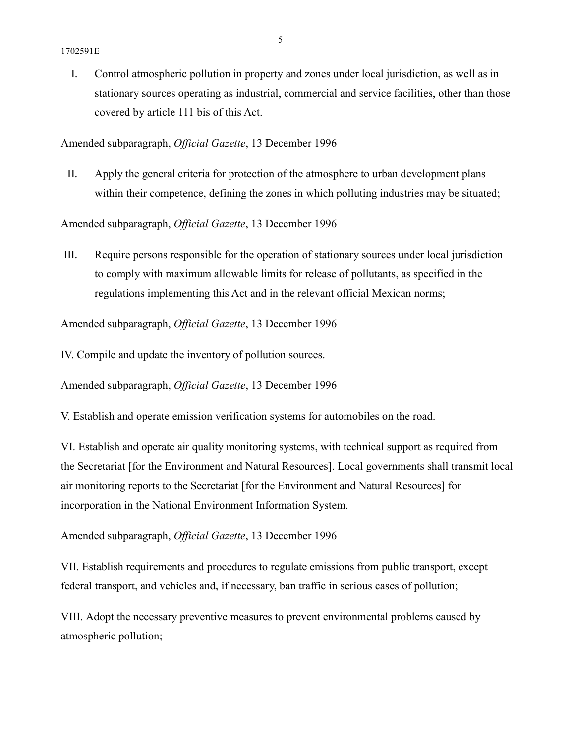I. Control atmospheric pollution in property and zones under local jurisdiction, as well as in stationary sources operating as industrial, commercial and service facilities, other than those covered by article 111 bis of this Act.

Amended subparagraph, *Official Gazette*, 13 December 1996

II. Apply the general criteria for protection of the atmosphere to urban development plans within their competence, defining the zones in which polluting industries may be situated;

Amended subparagraph, *Official Gazette*, 13 December 1996

III. Require persons responsible for the operation of stationary sources under local jurisdiction to comply with maximum allowable limits for release of pollutants, as specified in the regulations implementing this Act and in the relevant official Mexican norms;

Amended subparagraph, *Official Gazette*, 13 December 1996

IV. Compile and update the inventory of pollution sources.

Amended subparagraph, *Official Gazette*, 13 December 1996

V. Establish and operate emission verification systems for automobiles on the road.

VI. Establish and operate air quality monitoring systems, with technical support as required from the Secretariat [for the Environment and Natural Resources]. Local governments shall transmit local air monitoring reports to the Secretariat [for the Environment and Natural Resources] for incorporation in the National Environment Information System.

Amended subparagraph, *Official Gazette*, 13 December 1996

VII. Establish requirements and procedures to regulate emissions from public transport, except federal transport, and vehicles and, if necessary, ban traffic in serious cases of pollution;

VIII. Adopt the necessary preventive measures to prevent environmental problems caused by atmospheric pollution;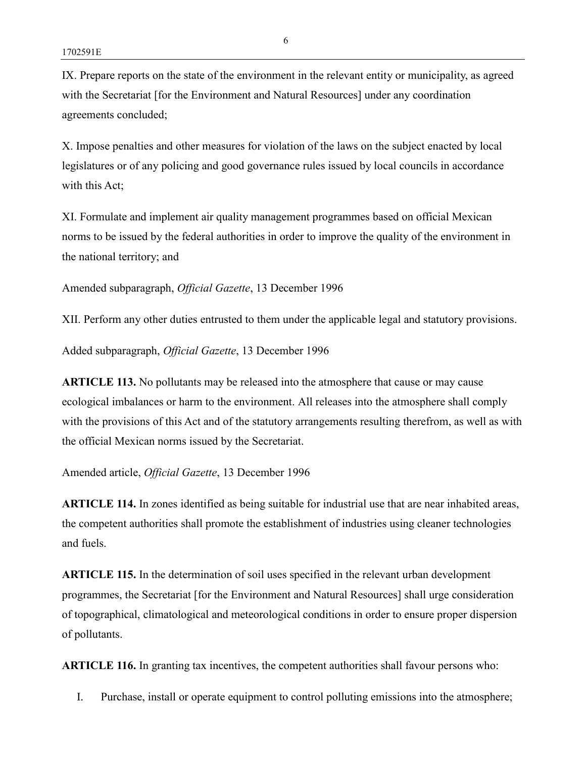IX. Prepare reports on the state of the environment in the relevant entity or municipality, as agreed with the Secretariat [for the Environment and Natural Resources] under any coordination agreements concluded;

X. Impose penalties and other measures for violation of the laws on the subject enacted by local legislatures or of any policing and good governance rules issued by local councils in accordance with this Act;

XI. Formulate and implement air quality management programmes based on official Mexican norms to be issued by the federal authorities in order to improve the quality of the environment in the national territory; and

Amended subparagraph, *Official Gazette*, 13 December 1996

XII. Perform any other duties entrusted to them under the applicable legal and statutory provisions.

Added subparagraph, *Official Gazette*, 13 December 1996

**ARTICLE 113.** No pollutants may be released into the atmosphere that cause or may cause ecological imbalances or harm to the environment. All releases into the atmosphere shall comply with the provisions of this Act and of the statutory arrangements resulting therefrom, as well as with the official Mexican norms issued by the Secretariat.

Amended article, *Official Gazette*, 13 December 1996

**ARTICLE 114.** In zones identified as being suitable for industrial use that are near inhabited areas, the competent authorities shall promote the establishment of industries using cleaner technologies and fuels.

**ARTICLE 115.** In the determination of soil uses specified in the relevant urban development programmes, the Secretariat [for the Environment and Natural Resources] shall urge consideration of topographical, climatological and meteorological conditions in order to ensure proper dispersion of pollutants.

**ARTICLE 116.** In granting tax incentives, the competent authorities shall favour persons who:

I. Purchase, install or operate equipment to control polluting emissions into the atmosphere;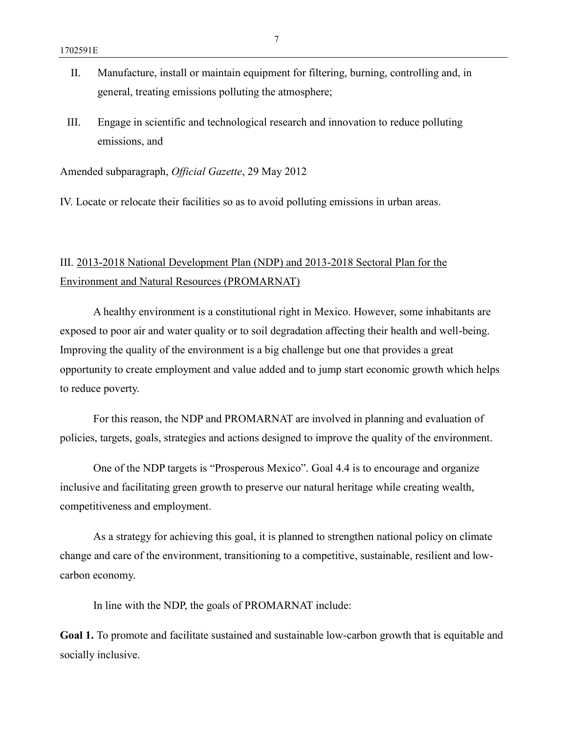II. Manufacture, install or maintain equipment for filtering, burning, controlling and, in general, treating emissions polluting the atmosphere;

III. Engage in scientific and technological research and innovation to reduce polluting emissions, and

Amended subparagraph, *Official Gazette*, 29 May 2012

IV. Locate or relocate their facilities so as to avoid polluting emissions in urban areas.

## III. 2013-2018 National Development Plan (NDP) and 2013-2018 Sectoral Plan for the Environment and Natural Resources (PROMARNAT)

A healthy environment is a constitutional right in Mexico. However, some inhabitants are exposed to poor air and water quality or to soil degradation affecting their health and well-being. Improving the quality of the environment is a big challenge but one that provides a great opportunity to create employment and value added and to jump start economic growth which helps to reduce poverty.

For this reason, the NDP and PROMARNAT are involved in planning and evaluation of policies, targets, goals, strategies and actions designed to improve the quality of the environment.

One of the NDP targets is "Prosperous Mexico". Goal 4.4 is to encourage and organize inclusive and facilitating green growth to preserve our natural heritage while creating wealth, competitiveness and employment.

As a strategy for achieving this goal, it is planned to strengthen national policy on climate change and care of the environment, transitioning to a competitive, sustainable, resilient and low-carbon economy.

In line with the NDP, the goals of PROMARNAT include:

**Goal 1.** To promote and facilitate sustained and sustainable low-carbon growth that is equitable and socially inclusive.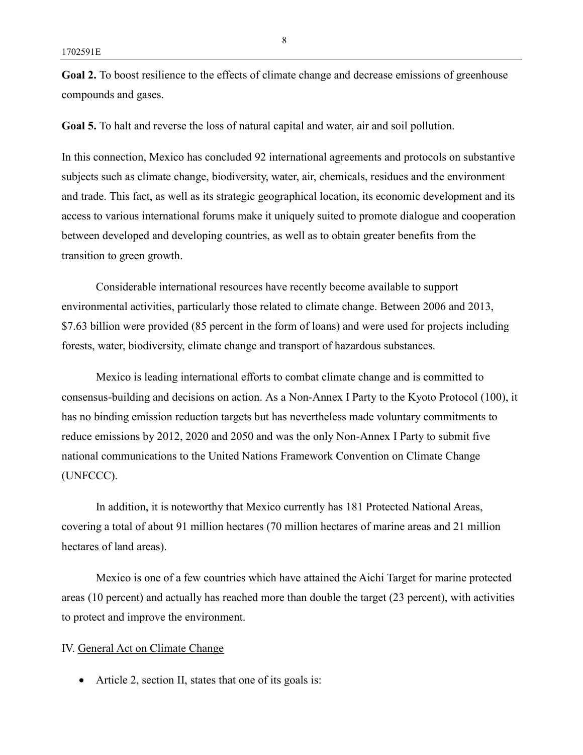**Goal 2.** To boost resilience to the effects of climate change and decrease emissions of greenhouse compounds and gases.

**Goal 5.** To halt and reverse the loss of natural capital and water, air and soil pollution.

In this connection, Mexico has concluded 92 international agreements and protocols on substantive subjects such as climate change, biodiversity, water, air, chemicals, residues and the environment and trade. This fact, as well as its strategic geographical location, its economic development and its access to various international forums make it uniquely suited to promote dialogue and cooperation between developed and developing countries, as well as to obtain greater benefits from the transition to green growth.

Considerable international resources have recently become available to support environmental activities, particularly those related to climate change. Between 2006 and 2013, $7.63 billion were provided (85 percent in the form of loans) and were used for projects including forests, water, biodiversity, climate change and transport of hazardous substances.

Mexico is leading international efforts to combat climate change and is committed to consensus-building and decisions on action. As a Non-Annex I Party to the Kyoto Protocol (100), it has no binding emission reduction targets but has nevertheless made voluntary commitments to reduce emissions by 2012, 2020 and 2050 and was the only Non-Annex I Party to submit five national communications to the United Nations Framework Convention on Climate Change (UNFCCC).

In addition, it is noteworthy that Mexico currently has 181 Protected National Areas, covering a total of about 91 million hectares (70 million hectares of marine areas and 21 million hectares of land areas).

Mexico is one of a few countries which have attained the Aichi Target for marine protected areas (10 percent) and actually has reached more than double the target (23 percent), with activities to protect and improve the environment.

IV. General Act on Climate Change

- Article 2, section II, states that one of its goals is: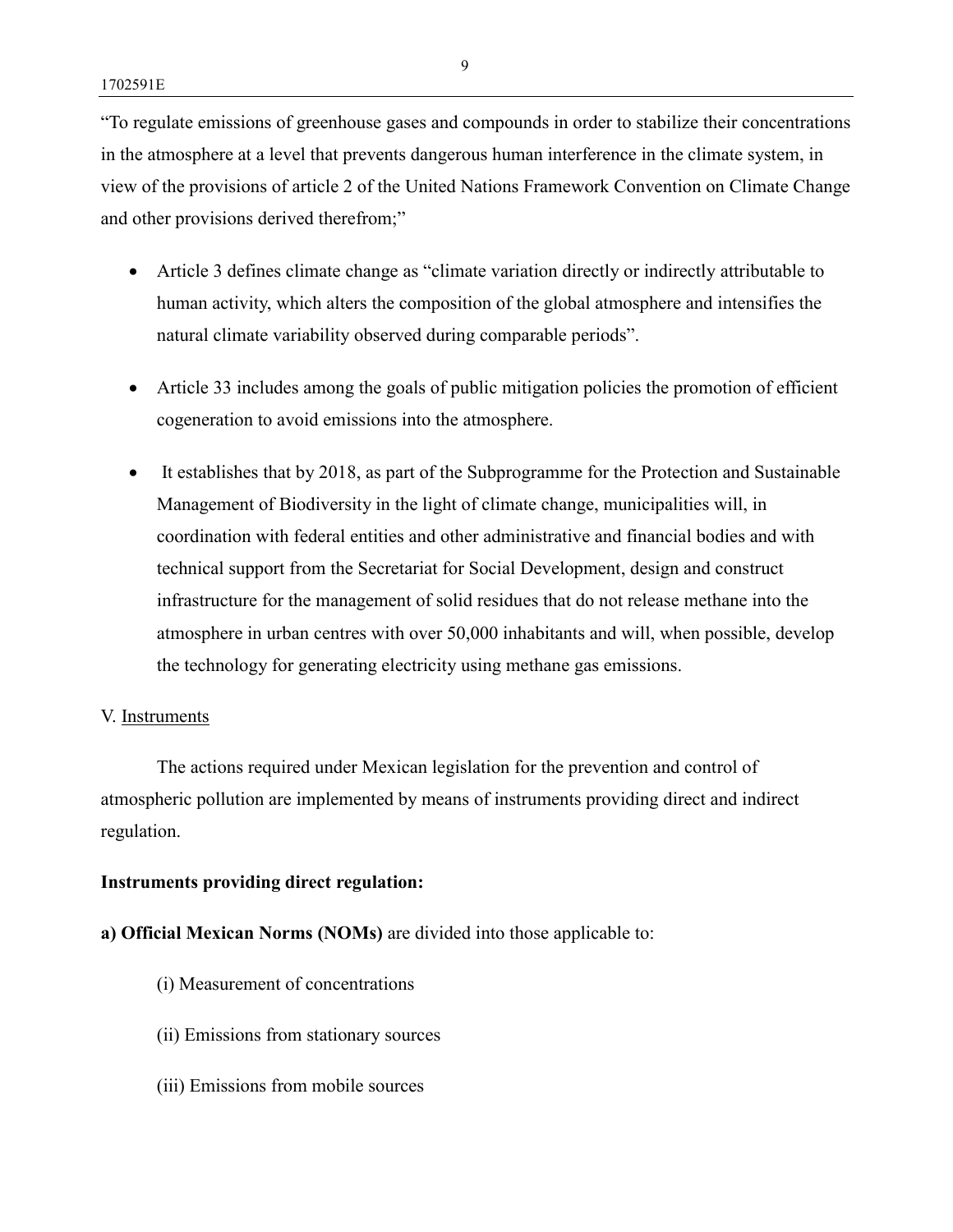"To regulate emissions of greenhouse gases and compounds in order to stabilize their concentrations in the atmosphere at a level that prevents dangerous human interference in the climate system, in view of the provisions of article 2 of the United Nations Framework Convention on Climate Change and other provisions derived therefrom;"

- Article 3 defines climate change as "climate variation directly or indirectly attributable to human activity, which alters the composition of the global atmosphere and intensifies the natural climate variability observed during comparable periods".
- Article 33 includes among the goals of public mitigation policies the promotion of efficient cogeneration to avoid emissions into the atmosphere.
- It establishes that by 2018, as part of the Subprogramme for the Protection and Sustainable Management of Biodiversity in the light of climate change, municipalities will, in coordination with federal entities and other administrative and financial bodies and with technical support from the Secretariat for Social Development, design and construct infrastructure for the management of solid residues that do not release methane into the atmosphere in urban centres with over 50,000 inhabitants and will, when possible, develop the technology for generating electricity using methane gas emissions.

V. Instruments

The actions required under Mexican legislation for the prevention and control of atmospheric pollution are implemented by means of instruments providing direct and indirect regulation.

**Instruments providing direct regulation:**

**a) Official Mexican Norms (NOMs)** are divided into those applicable to:

(i) Measurement of concentrations

(ii) Emissions from stationary sources

(iii) Emissions from mobile sources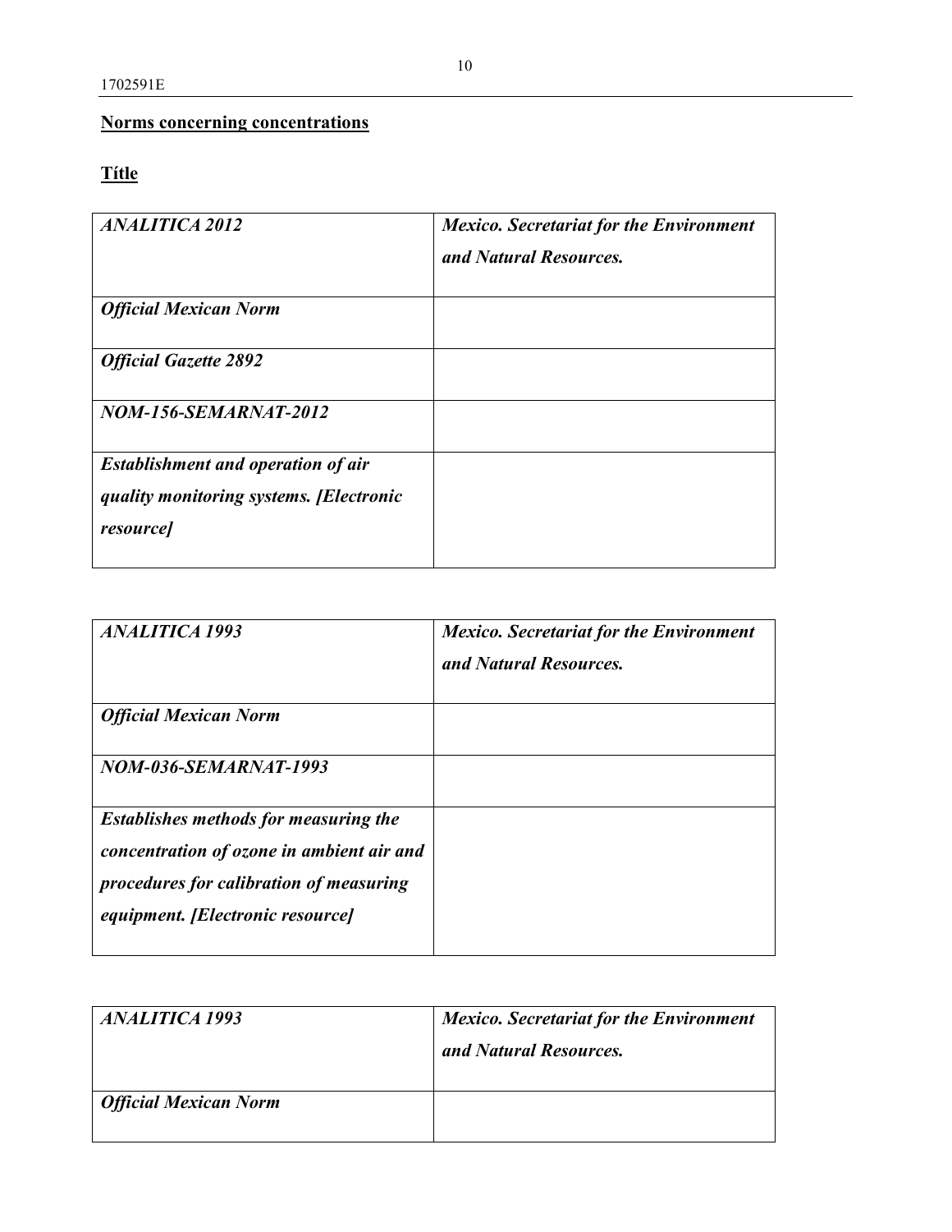**Norms concerning concentrations**

**Títle**

| *ANALITICA 2012* | *Mexico. Secretariat for the Environment and Natural Resources.* |
|---|---|
| *Official Mexican Norm* | |
| *Official Gazette 2892* | |
| *NOM-156-SEMARNAT-2012* | |
| *Establishment and operation of air quality monitoring systems. [Electronic resource]* | |

| *ANALITICA 1993* | *Mexico. Secretariat for the Environment and Natural Resources.* |
|---|---|
| *Official Mexican Norm* | |
| *NOM-036-SEMARNAT-1993* | |
| *Establishes methods for measuring the concentration of ozone in ambient air and procedures for calibration of measuring equipment. [Electronic resource]* | |

| *ANALITICA 1993* | *Mexico. Secretariat for the Environment and Natural Resources.* |
|---|---|
| *Official Mexican Norm* | |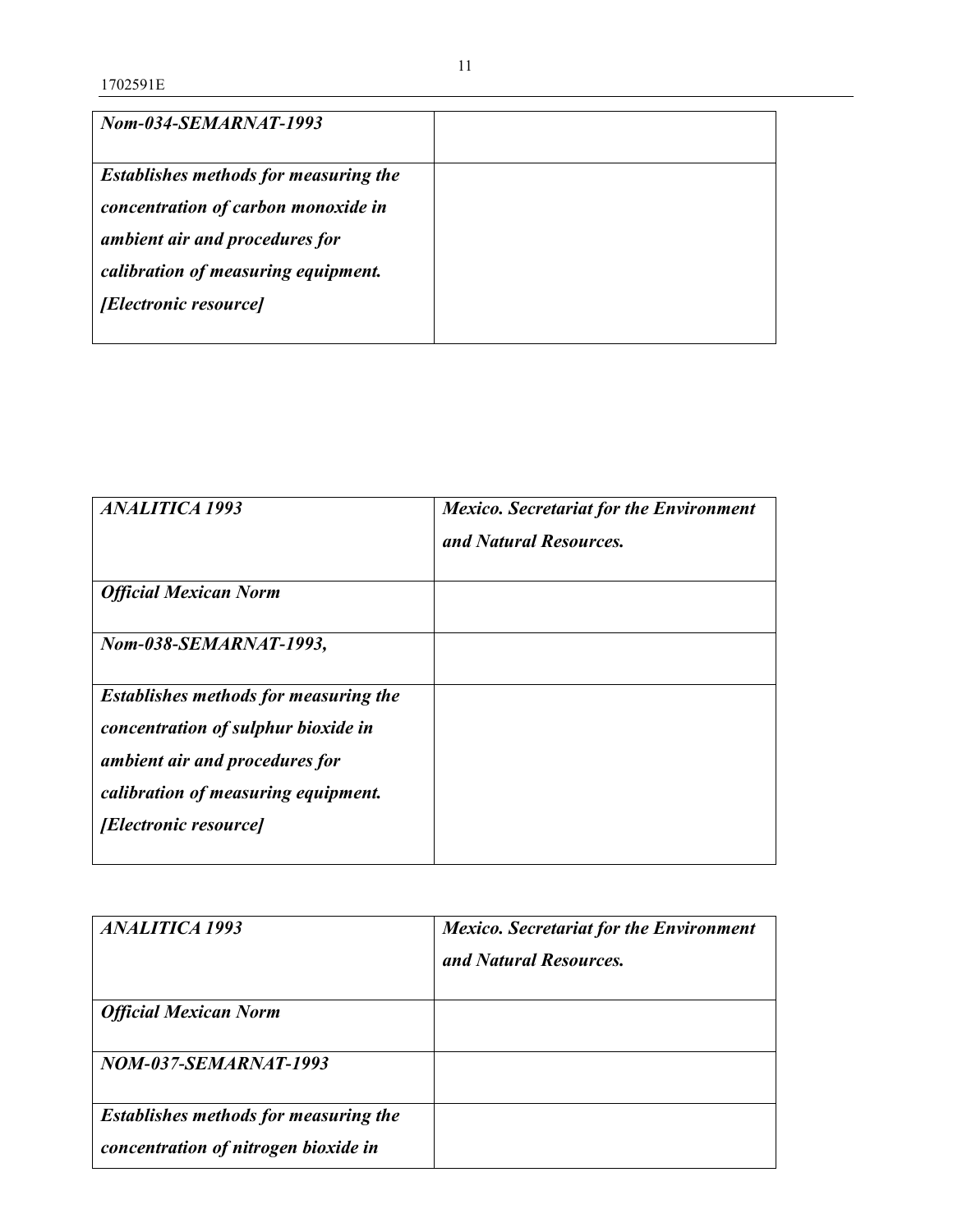| *Nom-034-SEMARNAT-1993* | |
| --- | --- |
| ***Establishes methods for measuring the concentration of carbon monoxide in ambient air and procedures for calibration of measuring equipment. [Electronic resource]*** | |

| *ANALITICA 1993* | ***Mexico. Secretariat for the Environment and Natural Resources.*** |
| --- | --- |
| ***Official Mexican Norm*** | |
| *Nom-038-SEMARNAT-1993,* | |
| ***Establishes methods for measuring the concentration of sulphur bioxide in ambient air and procedures for calibration of measuring equipment. [Electronic resource]*** | |

| *ANALITICA 1993* | ***Mexico. Secretariat for the Environment and Natural Resources.*** |
| --- | --- |
| ***Official Mexican Norm*** | |
| *NOM-037-SEMARNAT-1993* | |
| ***Establishes methods for measuring the concentration of nitrogen bioxide in*** | |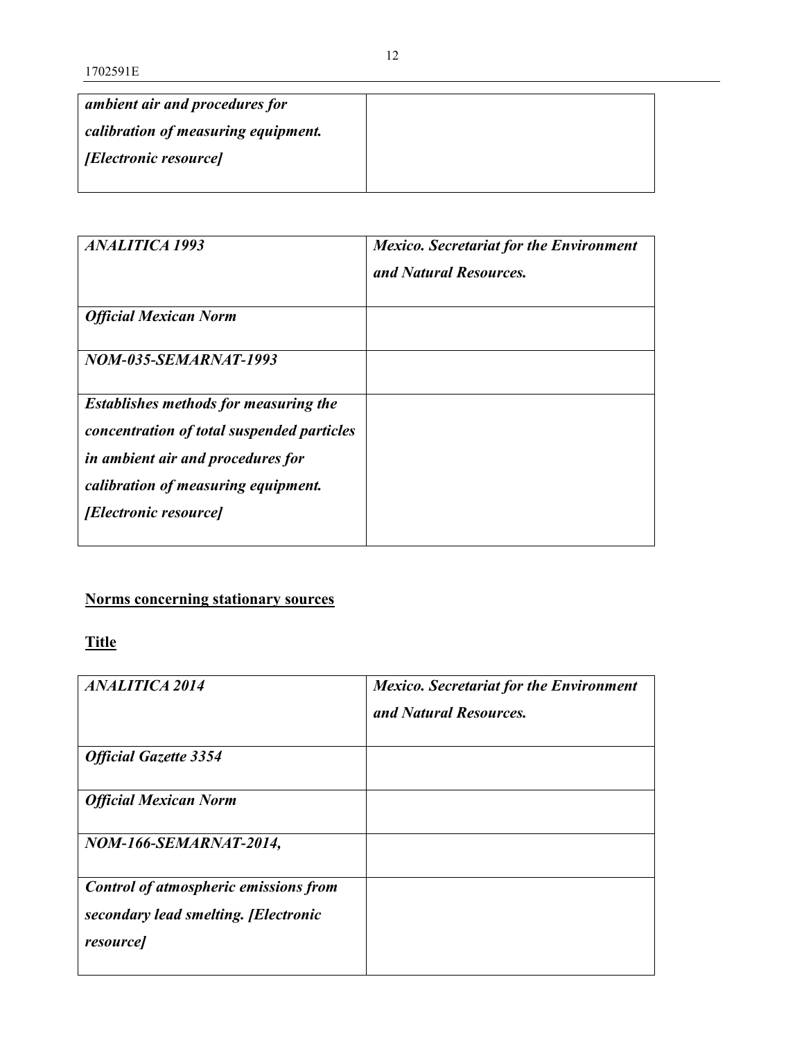| *ambient air and procedures for calibration of measuring equipment. [Electronic resource]* | |
|---|---|

| *ANALITICA 1993* | *Mexico. Secretariat for the Environment and Natural Resources.* |
|---|---|
| *Official Mexican Norm* | |
| *NOM-035-SEMARNAT-1993* | |
| *Establishes methods for measuring the concentration of total suspended particles in ambient air and procedures for calibration of measuring equipment. [Electronic resource]* | |

**Norms concerning stationary sources**

**Title**

| *ANALITICA 2014* | *Mexico. Secretariat for the Environment and Natural Resources.* |
|---|---|
| *Official Gazette 3354* | |
| *Official Mexican Norm* | |
| *NOM-166-SEMARNAT-2014,* | |
| *Control of atmospheric emissions from secondary lead smelting. [Electronic resource]* | |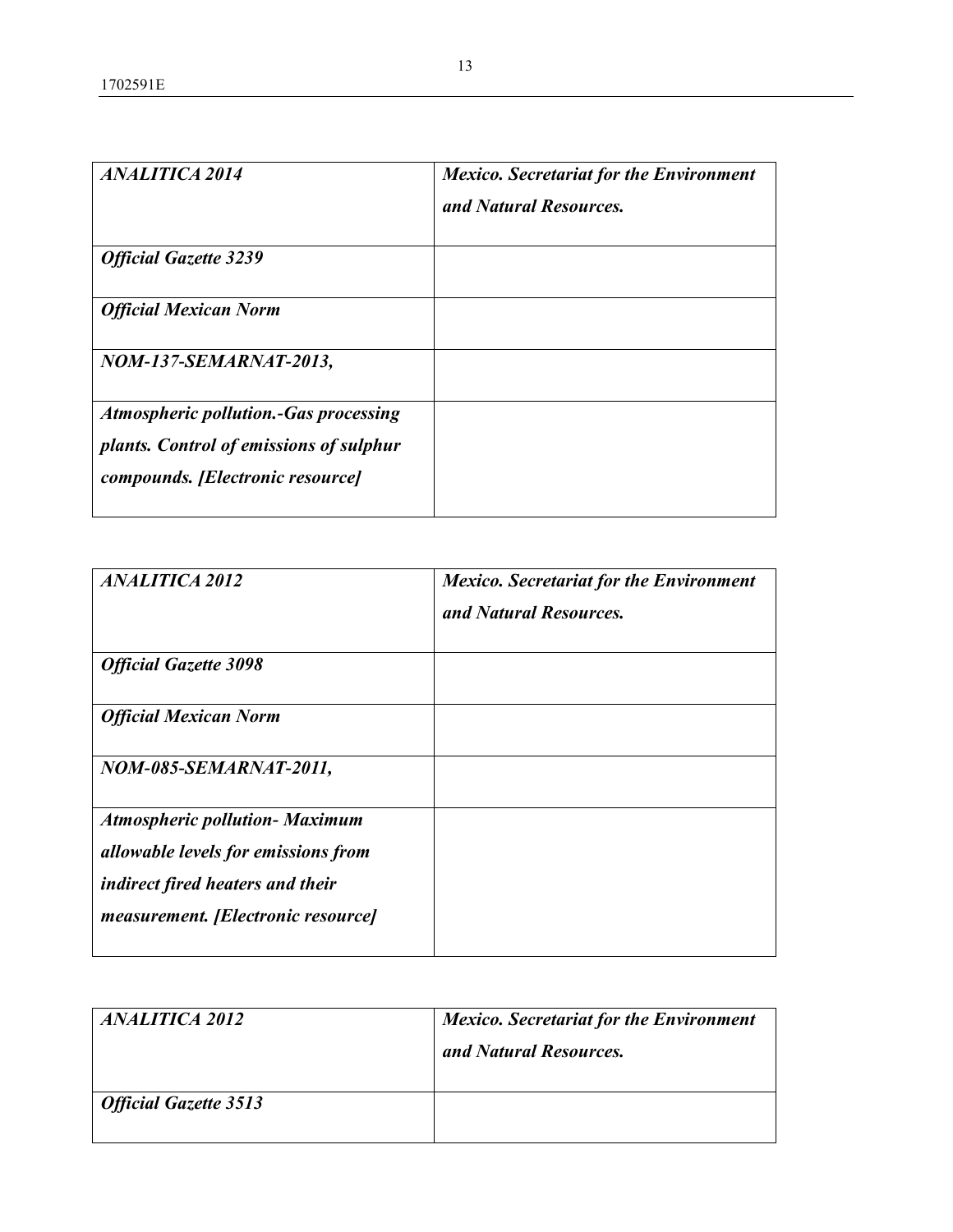| *ANALITICA 2014* | ***Mexico. Secretariat for the Environment and Natural Resources.*** |
|---|---|
| ***Official Gazette 3239*** | |
| ***Official Mexican Norm*** | |
| ***NOM-137-SEMARNAT-2013,*** | |
| ***Atmospheric pollution.-Gas processing plants. Control of emissions of sulphur compounds. [Electronic resource]*** | |

| *ANALITICA 2012* | ***Mexico. Secretariat for the Environment and Natural Resources.*** |
|---|---|
| ***Official Gazette 3098*** | |
| ***Official Mexican Norm*** | |
| ***NOM-085-SEMARNAT-2011,*** | |
| ***Atmospheric pollution- Maximum allowable levels for emissions from indirect fired heaters and their measurement. [Electronic resource]*** | |

| *ANALITICA 2012* | ***Mexico. Secretariat for the Environment and Natural Resources.*** |
|---|---|
| ***Official Gazette 3513*** | |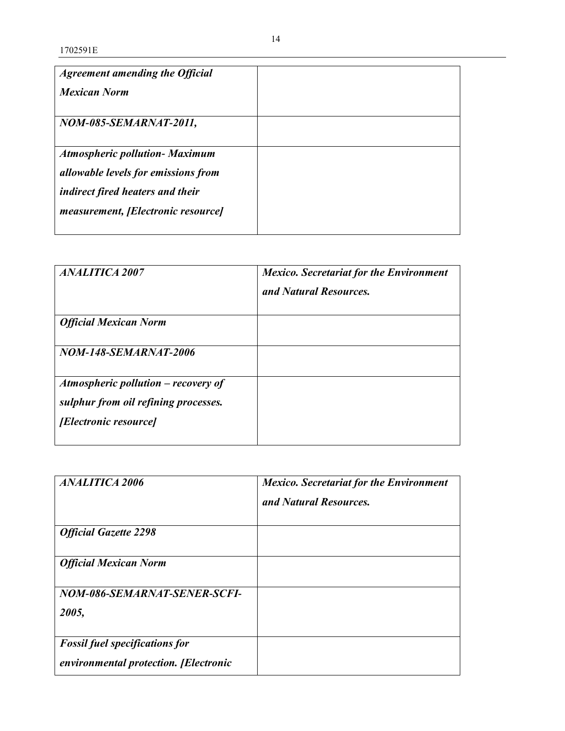| *Agreement amending the Official Mexican Norm* | |
|---|---|
| *NOM-085-SEMARNAT-2011,* | |
| *Atmospheric pollution- Maximum allowable levels for emissions from indirect fired heaters and their measurement, [Electronic resource]* | |

| *ANALITICA 2007* | *Mexico. Secretariat for the Environment and Natural Resources.* |
|---|---|
| *Official Mexican Norm* | |
| *NOM-148-SEMARNAT-2006* | |
| *Atmospheric pollution – recovery of sulphur from oil refining processes. [Electronic resource]* | |

| *ANALITICA 2006* | *Mexico. Secretariat for the Environment and Natural Resources.* |
|---|---|
| *Official Gazette 2298* | |
| *Official Mexican Norm* | |
| *NOM-086-SEMARNAT-SENER-SCFI-2005,* | |
| *Fossil fuel specifications for environmental protection. [Electronic* | |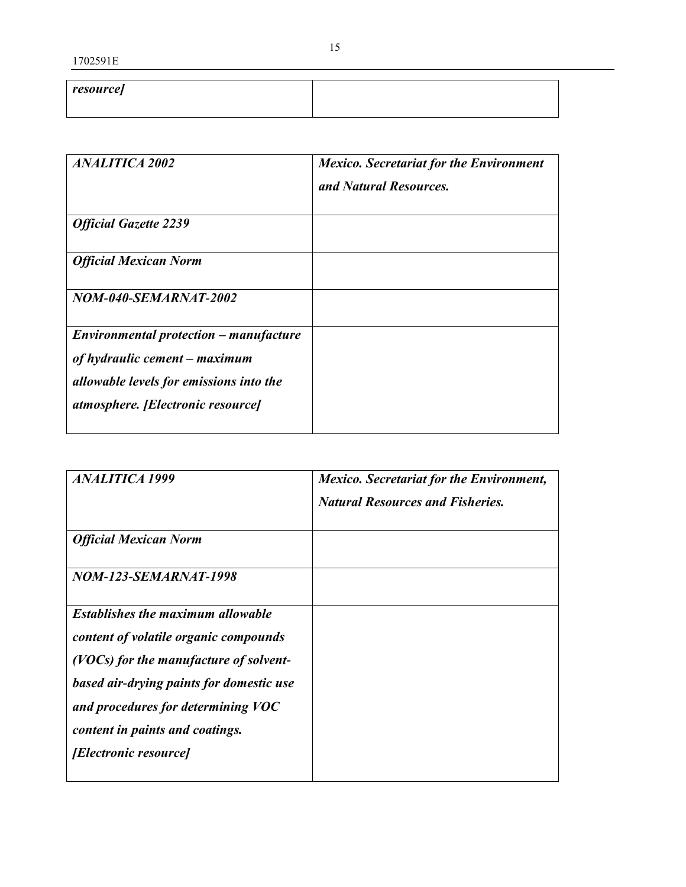| *resource]* | |
|---|---|

| *ANALITICA 2002* | *Mexico. Secretariat for the Environment and Natural Resources.* |
|---|---|
| *Official Gazette 2239* | |
| *Official Mexican Norm* | |
| *NOM-040-SEMARNAT-2002* | |
| *Environmental protection – manufacture of hydraulic cement – maximum allowable levels for emissions into the atmosphere. [Electronic resource]* | |

| *ANALITICA 1999* | *Mexico. Secretariat for the Environment, Natural Resources and Fisheries.* |
|---|---|
| *Official Mexican Norm* | |
| *NOM-123-SEMARNAT-1998* | |
| *Establishes the maximum allowable content of volatile organic compounds (VOCs) for the manufacture of solvent-based air-drying paints for domestic use and procedures for determining VOC content in paints and coatings. [Electronic resource]* | |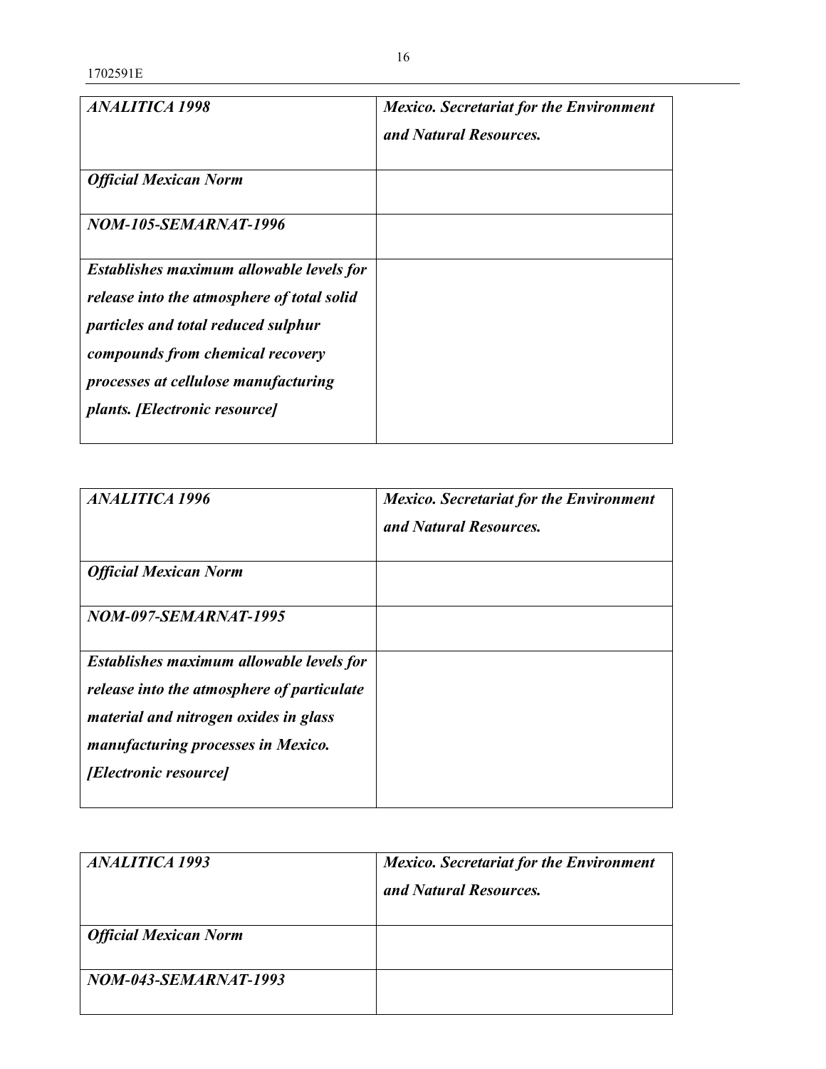| *ANALITICA 1998* | *Mexico. Secretariat for the Environment and Natural Resources.* |
|---|---|
| *Official Mexican Norm* | |
| *NOM-105-SEMARNAT-1996* | |
| *Establishes maximum allowable levels for release into the atmosphere of total solid particles and total reduced sulphur compounds from chemical recovery processes at cellulose manufacturing plants. [Electronic resource]* | |

| *ANALITICA 1996* | *Mexico. Secretariat for the Environment and Natural Resources.* |
|---|---|
| *Official Mexican Norm* | |
| *NOM-097-SEMARNAT-1995* | |
| *Establishes maximum allowable levels for release into the atmosphere of particulate material and nitrogen oxides in glass manufacturing processes in Mexico. [Electronic resource]* | |

| *ANALITICA 1993* | *Mexico. Secretariat for the Environment and Natural Resources.* |
|---|---|
| *Official Mexican Norm* | |
| *NOM-043-SEMARNAT-1993* | |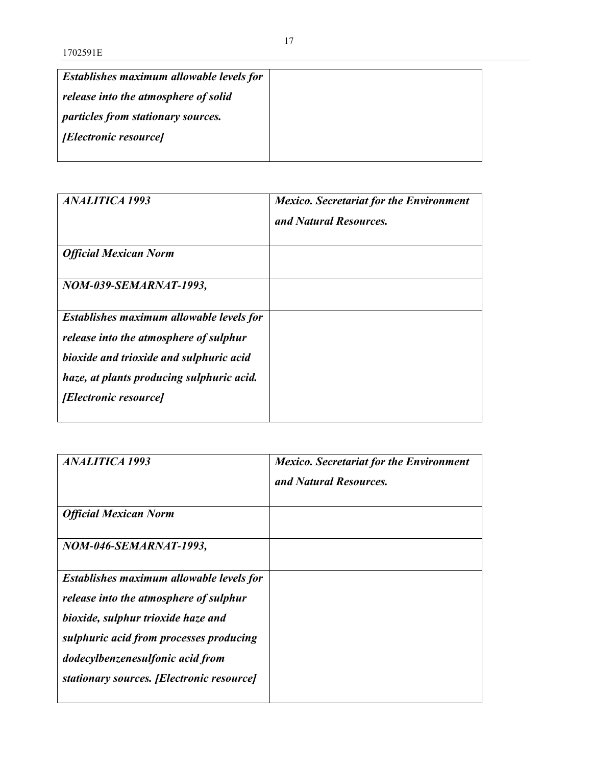| *Establishes maximum allowable levels for release into the atmosphere of solid particles from stationary sources. [Electronic resource]* | |
|---|---|

| *ANALITICA 1993* | *Mexico. Secretariat for the Environment and Natural Resources.* |
|---|---|
| *Official Mexican Norm* | |
| *NOM-039-SEMARNAT-1993,* | |
| *Establishes maximum allowable levels for release into the atmosphere of sulphur bioxide and trioxide and sulphuric acid haze, at plants producing sulphuric acid. [Electronic resource]* | |

| *ANALITICA 1993* | *Mexico. Secretariat for the Environment and Natural Resources.* |
|---|---|
| *Official Mexican Norm* | |
| *NOM-046-SEMARNAT-1993,* | |
| *Establishes maximum allowable levels for release into the atmosphere of sulphur bioxide, sulphur trioxide haze and sulphuric acid from processes producing dodecylbenzenesulfonic acid from stationary sources. [Electronic resource]* | |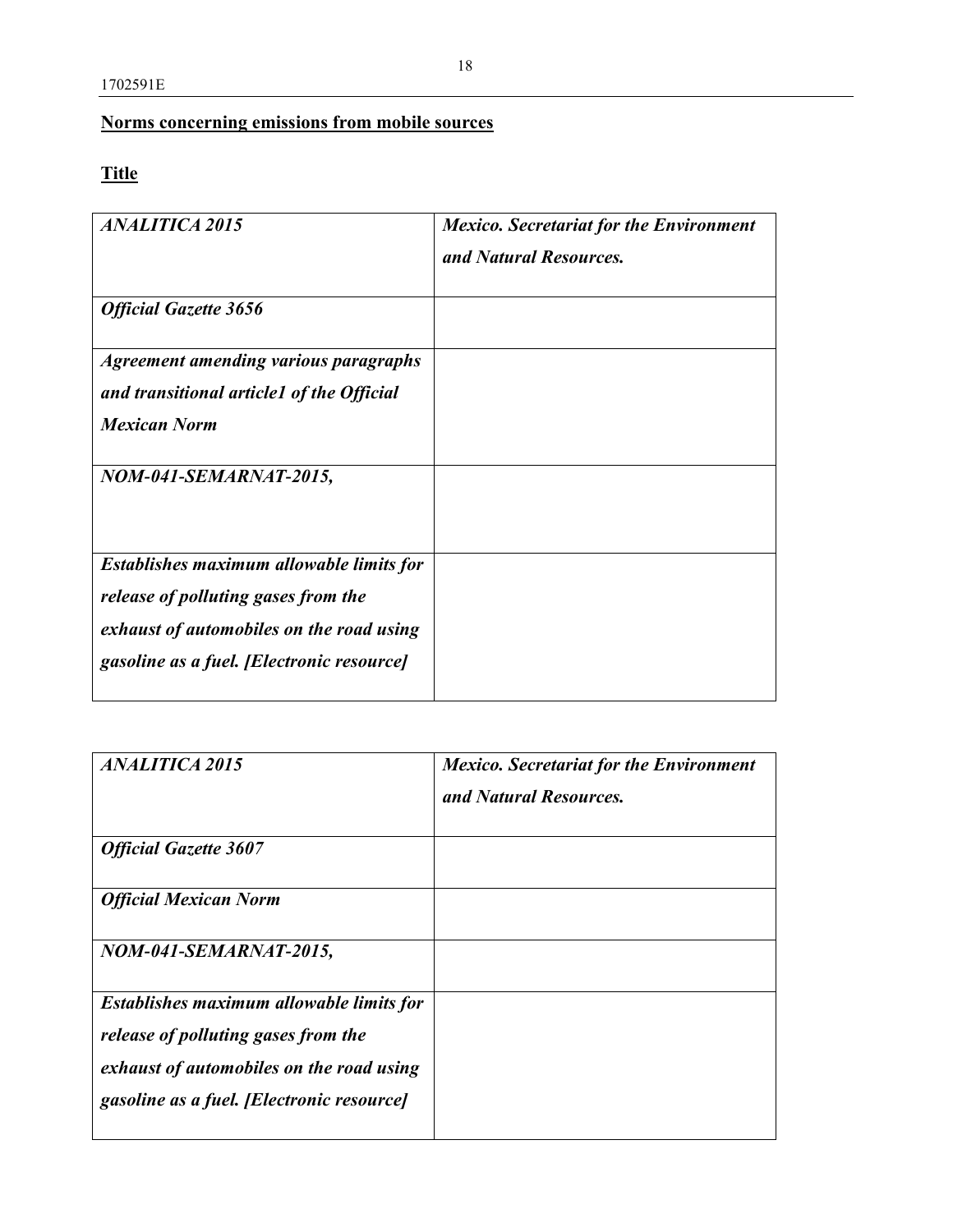## Norms concerning emissions from mobile sources

### Title

| *ANALITICA 2015* | *Mexico. Secretariat for the Environment and Natural Resources.* |
|---|---|
| *Official Gazette 3656* | |
| *Agreement amending various paragraphs and transitional article1 of the Official Mexican Norm* | |
| *NOM-041-SEMARNAT-2015,* | |
| *Establishes maximum allowable limits for release of polluting gases from the exhaust of automobiles on the road using gasoline as a fuel. [Electronic resource]* | |

| *ANALITICA 2015* | *Mexico. Secretariat for the Environment and Natural Resources.* |
|---|---|
| *Official Gazette 3607* | |
| *Official Mexican Norm* | |
| *NOM-041-SEMARNAT-2015,* | |
| *Establishes maximum allowable limits for release of polluting gases from the exhaust of automobiles on the road using gasoline as a fuel. [Electronic resource]* | |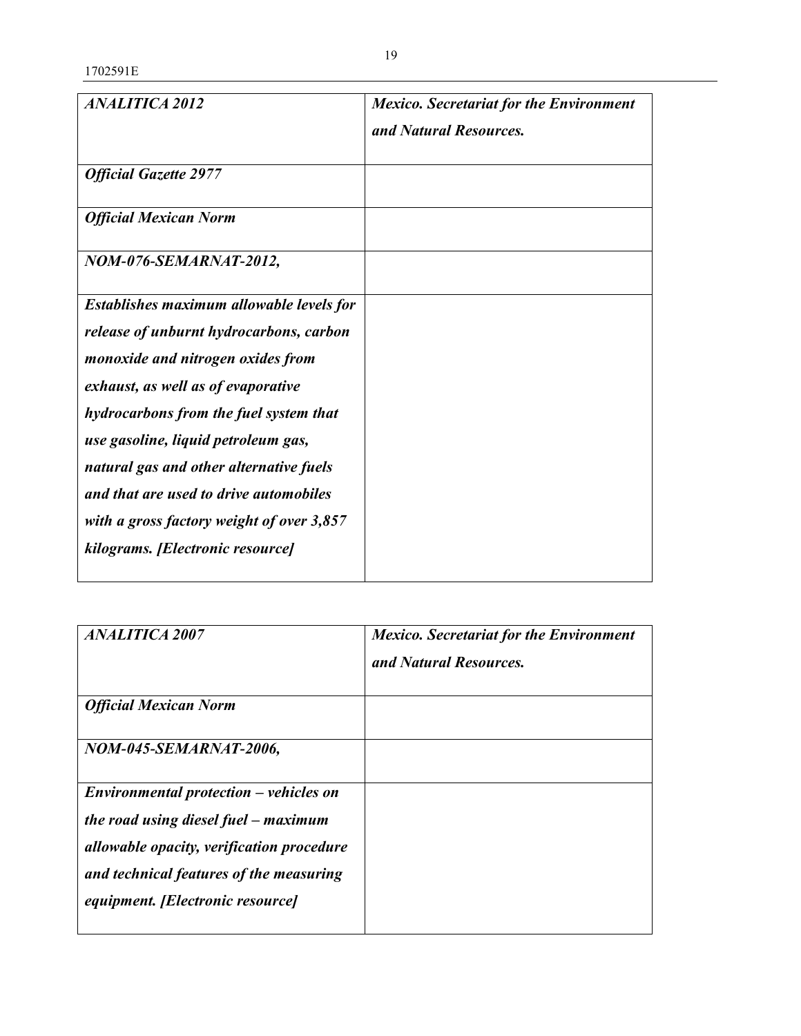| *ANALITICA 2012* | *Mexico. Secretariat for the Environment and Natural Resources.* |
| --- | --- |
| *Official Gazette 2977* | |
| *Official Mexican Norm* | |
| *NOM-076-SEMARNAT-2012,* | |
| *Establishes maximum allowable levels for release of unburnt hydrocarbons, carbon monoxide and nitrogen oxides from exhaust, as well as of evaporative hydrocarbons from the fuel system that use gasoline, liquid petroleum gas, natural gas and other alternative fuels and that are used to drive automobiles with a gross factory weight of over 3,857 kilograms. [Electronic resource]* | |

| *ANALITICA 2007* | *Mexico. Secretariat for the Environment and Natural Resources.* |
| --- | --- |
| *Official Mexican Norm* | |
| *NOM-045-SEMARNAT-2006,* | |
| *Environmental protection – vehicles on the road using diesel fuel – maximum allowable opacity, verification procedure and technical features of the measuring equipment. [Electronic resource]* | |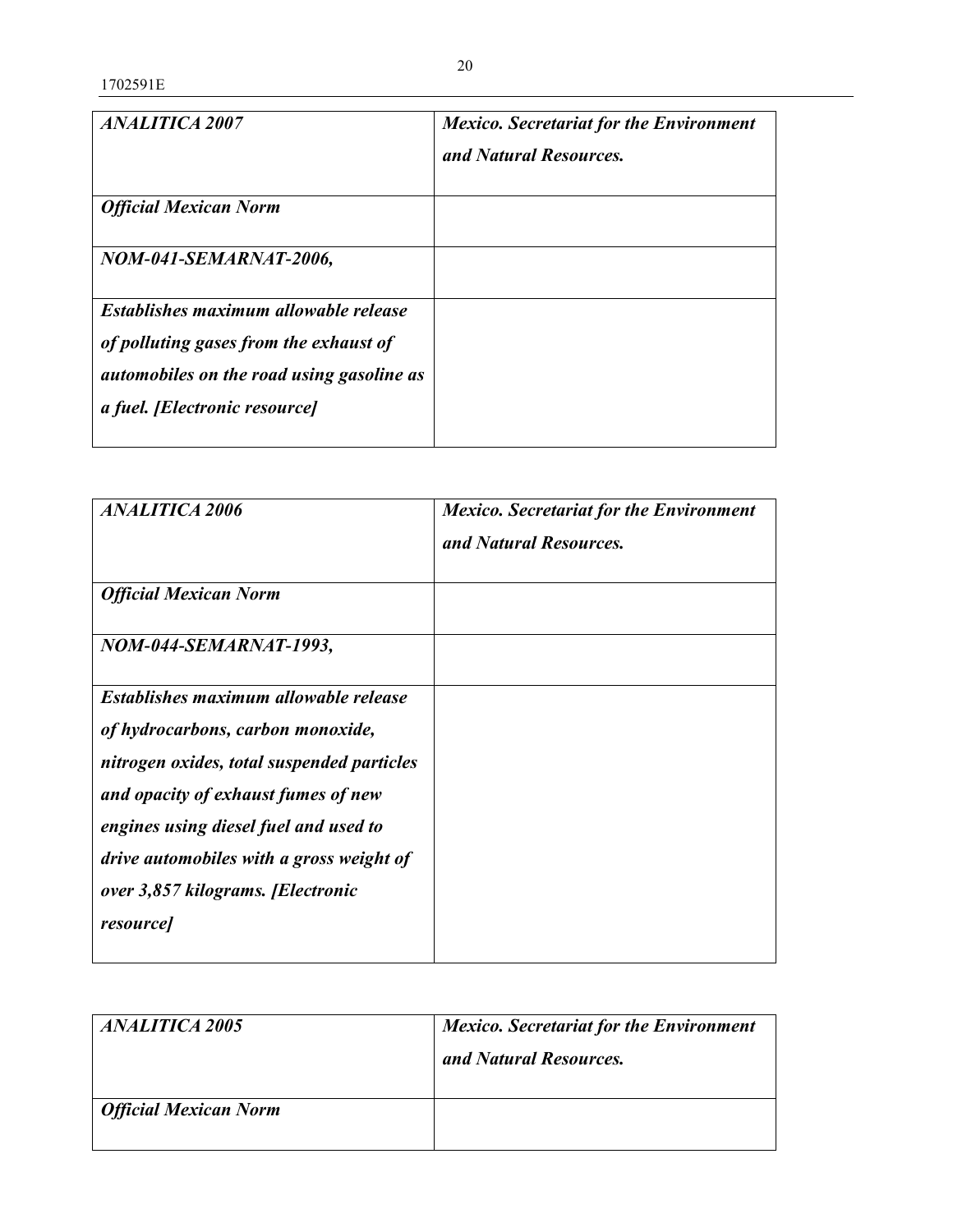| *ANALITICA 2007* | *Mexico. Secretariat for the Environment and Natural Resources.* |
|---|---|
| *Official Mexican Norm* | |
| *NOM-041-SEMARNAT-2006,* | |
| *Establishes maximum allowable release of polluting gases from the exhaust of automobiles on the road using gasoline as a fuel. [Electronic resource]* | |

| *ANALITICA 2006* | *Mexico. Secretariat for the Environment and Natural Resources.* |
|---|---|
| *Official Mexican Norm* | |
| *NOM-044-SEMARNAT-1993,* | |
| *Establishes maximum allowable release of hydrocarbons, carbon monoxide, nitrogen oxides, total suspended particles and opacity of exhaust fumes of new engines using diesel fuel and used to drive automobiles with a gross weight of over 3,857 kilograms. [Electronic resource]* | |

| *ANALITICA 2005* | *Mexico. Secretariat for the Environment and Natural Resources.* |
|---|---|
| *Official Mexican Norm* | |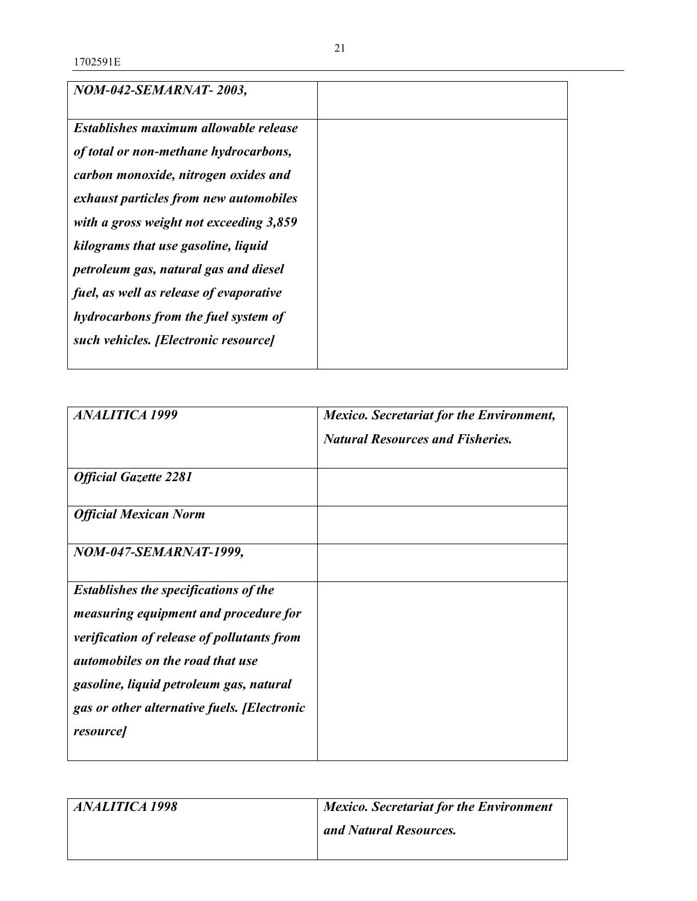| *NOM-042-SEMARNAT- 2003,* | |
|---|---|
| ***Establishes maximum allowable release of total or non-methane hydrocarbons, carbon monoxide, nitrogen oxides and exhaust particles from new automobiles with a gross weight not exceeding 3,859 kilograms that use gasoline, liquid petroleum gas, natural gas and diesel fuel, as well as release of evaporative hydrocarbons from the fuel system of such vehicles. [Electronic resource]*** | |

| *ANALITICA 1999* | ***Mexico. Secretariat for the Environment, Natural Resources and Fisheries.*** |
|---|---|
| ***Official Gazette 2281*** | |
| ***Official Mexican Norm*** | |
| *NOM-047-SEMARNAT-1999,* | |
| ***Establishes the specifications of the measuring equipment and procedure for verification of release of pollutants from automobiles on the road that use gasoline, liquid petroleum gas, natural gas or other alternative fuels. [Electronic resource]*** | |

| *ANALITICA 1998* | ***Mexico. Secretariat for the Environment and Natural Resources.*** |
|---|---|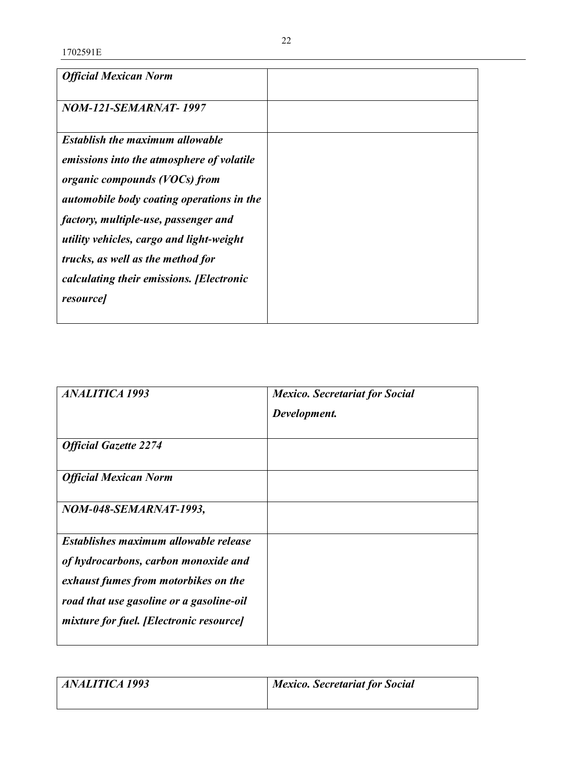| *Official Mexican Norm* | |
|---|---|
| ***NOM-121-SEMARNAT- 1997*** | |
| ***Establish the maximum allowable emissions into the atmosphere of volatile organic compounds (VOCs) from automobile body coating operations in the factory, multiple-use, passenger and utility vehicles, cargo and light-weight trucks, as well as the method for calculating their emissions. [Electronic resource]*** | |

| ***ANALITICA 1993*** | ***Mexico. Secretariat for Social Development.*** |
|---|---|
| ***Official Gazette 2274*** | |
| ***Official Mexican Norm*** | |
| ***NOM-048-SEMARNAT-1993,*** | |
| ***Establishes maximum allowable release of hydrocarbons, carbon monoxide and exhaust fumes from motorbikes on the road that use gasoline or a gasoline-oil mixture for fuel. [Electronic resource]*** | |

| ***ANALITICA 1993*** | ***Mexico. Secretariat for Social*** |
|---|---|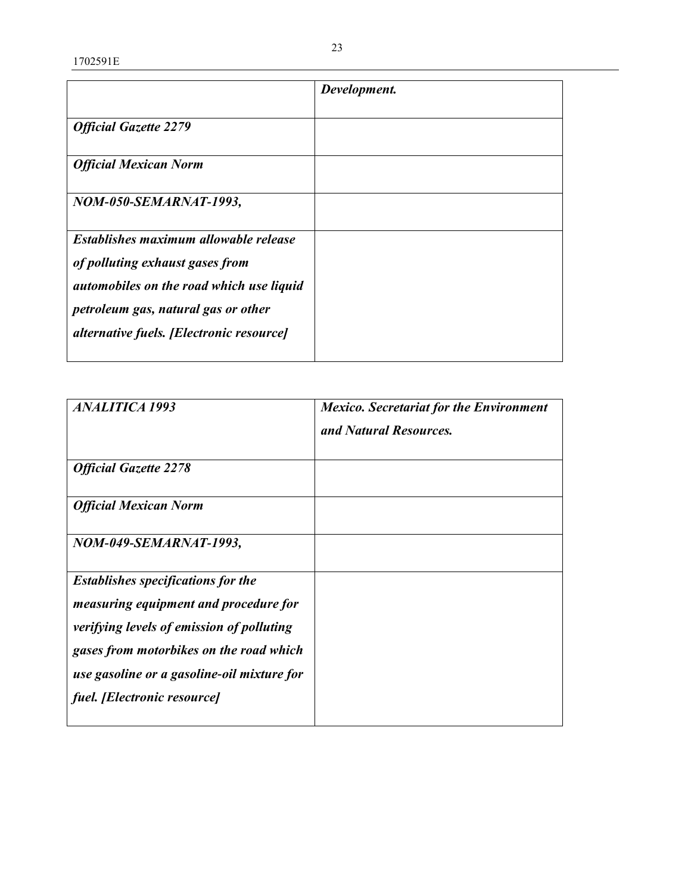|  | ***Development.*** |
|---|---|
| ***Official Gazette 2279*** |  |
| ***Official Mexican Norm*** |  |
| ***NOM-050-SEMARNAT-1993,*** |  |
| ***Establishes maximum allowable release of polluting exhaust gases from automobiles on the road which use liquid petroleum gas, natural gas or other alternative fuels. [Electronic resource]*** |  |

| ***ANALITICA 1993*** | ***Mexico. Secretariat for the Environment and Natural Resources.*** |
|---|---|
| ***Official Gazette 2278*** |  |
| ***Official Mexican Norm*** |  |
| ***NOM-049-SEMARNAT-1993,*** |  |
| ***Establishes specifications for the measuring equipment and procedure for verifying levels of emission of polluting gases from motorbikes on the road which use gasoline or a gasoline-oil mixture for fuel. [Electronic resource]*** |  |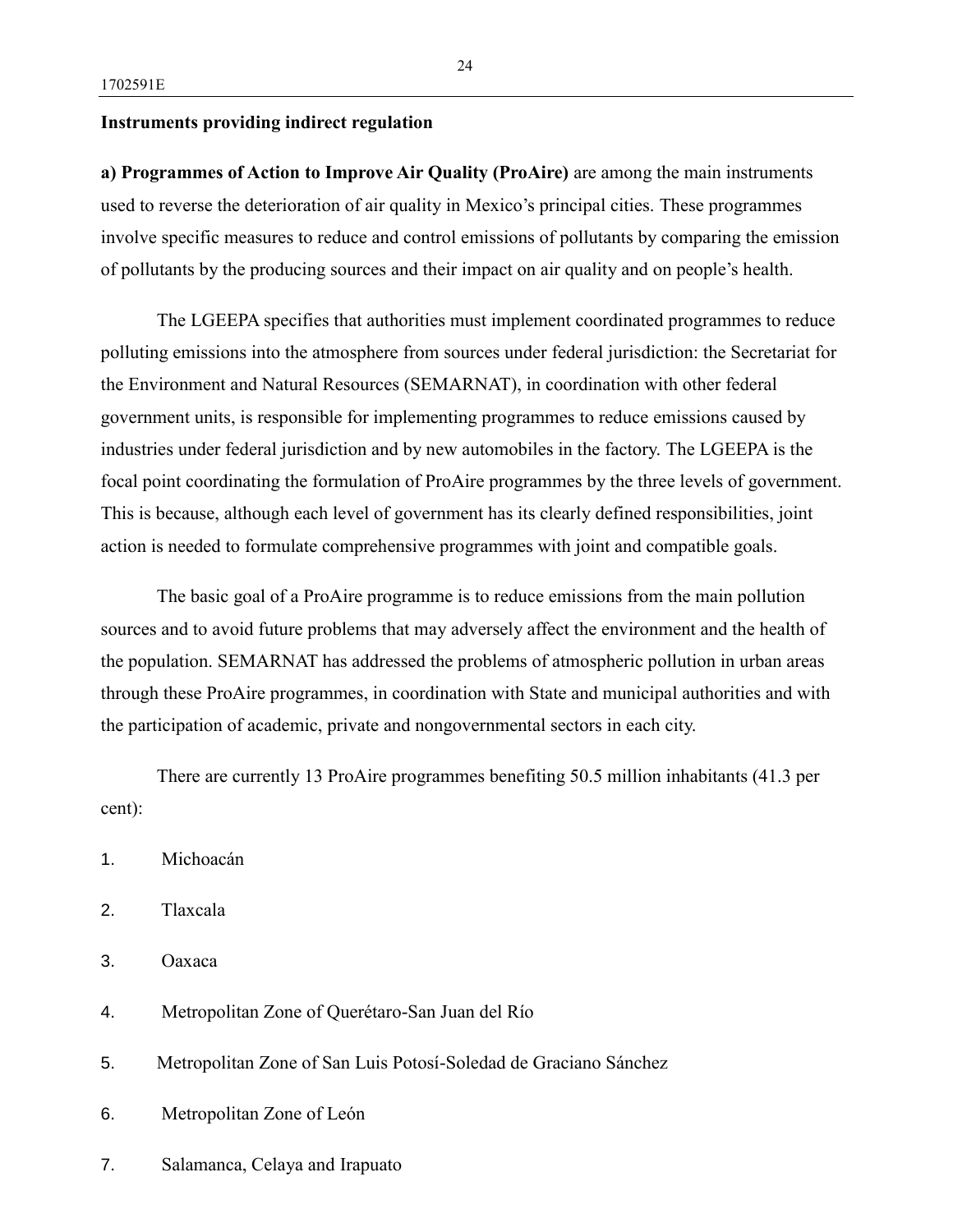**Instruments providing indirect regulation**

**a) Programmes of Action to Improve Air Quality (ProAire)** are among the main instruments used to reverse the deterioration of air quality in Mexico's principal cities. These programmes involve specific measures to reduce and control emissions of pollutants by comparing the emission of pollutants by the producing sources and their impact on air quality and on people's health.

The LGEEPA specifies that authorities must implement coordinated programmes to reduce polluting emissions into the atmosphere from sources under federal jurisdiction: the Secretariat for the Environment and Natural Resources (SEMARNAT), in coordination with other federal government units, is responsible for implementing programmes to reduce emissions caused by industries under federal jurisdiction and by new automobiles in the factory. The LGEEPA is the focal point coordinating the formulation of ProAire programmes by the three levels of government. This is because, although each level of government has its clearly defined responsibilities, joint action is needed to formulate comprehensive programmes with joint and compatible goals.

The basic goal of a ProAire programme is to reduce emissions from the main pollution sources and to avoid future problems that may adversely affect the environment and the health of the population. SEMARNAT has addressed the problems of atmospheric pollution in urban areas through these ProAire programmes, in coordination with State and municipal authorities and with the participation of academic, private and nongovernmental sectors in each city.

There are currently 13 ProAire programmes benefiting 50.5 million inhabitants (41.3 per cent):

1. Michoacán
2. Tlaxcala
3. Oaxaca
4. Metropolitan Zone of Querétaro-San Juan del Río
5. Metropolitan Zone of San Luis Potosí-Soledad de Graciano Sánchez
6. Metropolitan Zone of León
7. Salamanca, Celaya and Irapuato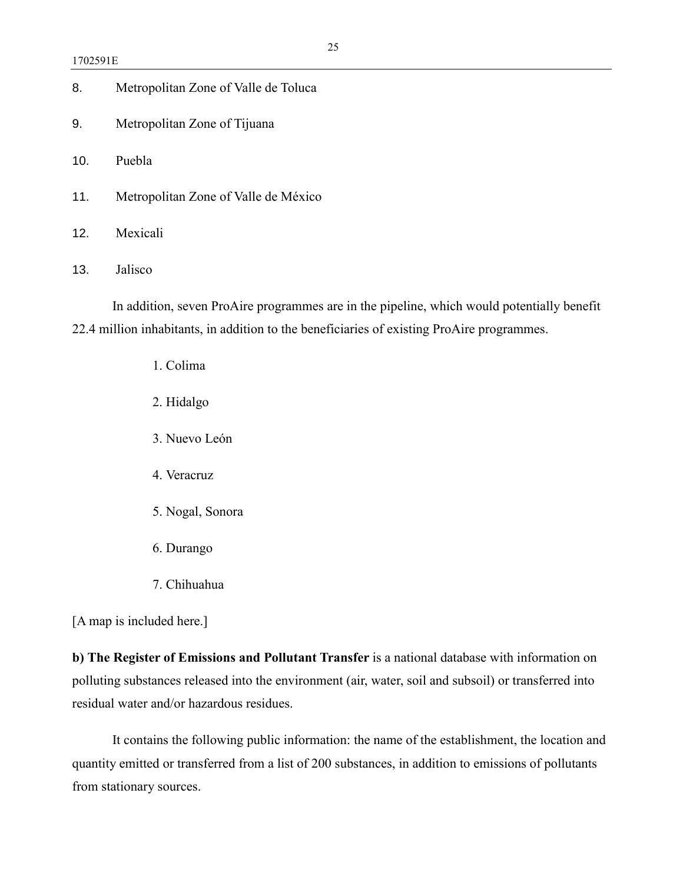8. Metropolitan Zone of Valle de Toluca

9. Metropolitan Zone of Tijuana

10. Puebla

11. Metropolitan Zone of Valle de México

12. Mexicali

13. Jalisco

In addition, seven ProAire programmes are in the pipeline, which would potentially benefit 22.4 million inhabitants, in addition to the beneficiaries of existing ProAire programmes.

1. Colima

2. Hidalgo

3. Nuevo León

4. Veracruz

5. Nogal, Sonora

6. Durango

7. Chihuahua

[A map is included here.]

**b) The Register of Emissions and Pollutant Transfer** is a national database with information on polluting substances released into the environment (air, water, soil and subsoil) or transferred into residual water and/or hazardous residues.

It contains the following public information: the name of the establishment, the location and quantity emitted or transferred from a list of 200 substances, in addition to emissions of pollutants from stationary sources.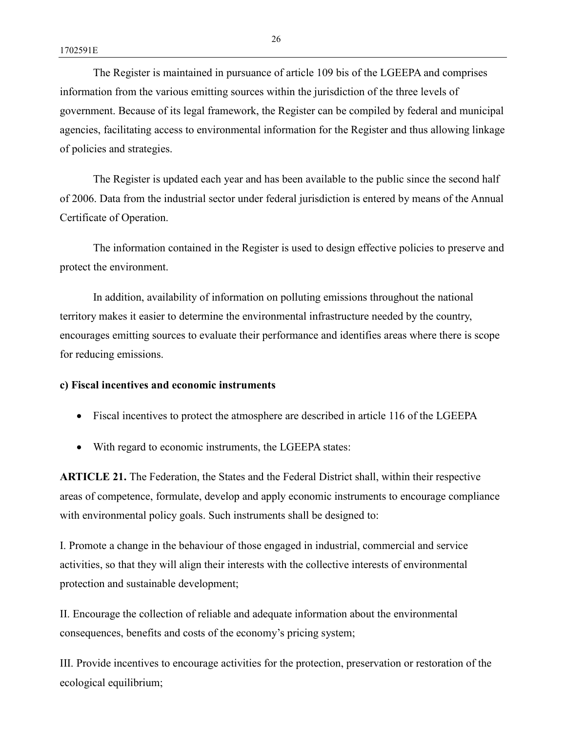The Register is maintained in pursuance of article 109 bis of the LGEEPA and comprises information from the various emitting sources within the jurisdiction of the three levels of government. Because of its legal framework, the Register can be compiled by federal and municipal agencies, facilitating access to environmental information for the Register and thus allowing linkage of policies and strategies.

The Register is updated each year and has been available to the public since the second half of 2006. Data from the industrial sector under federal jurisdiction is entered by means of the Annual Certificate of Operation.

The information contained in the Register is used to design effective policies to preserve and protect the environment.

In addition, availability of information on polluting emissions throughout the national territory makes it easier to determine the environmental infrastructure needed by the country, encourages emitting sources to evaluate their performance and identifies areas where there is scope for reducing emissions.

**c) Fiscal incentives and economic instruments**

- Fiscal incentives to protect the atmosphere are described in article 116 of the LGEEPA
- With regard to economic instruments, the LGEEPA states:

**ARTICLE 21.** The Federation, the States and the Federal District shall, within their respective areas of competence, formulate, develop and apply economic instruments to encourage compliance with environmental policy goals. Such instruments shall be designed to:

I. Promote a change in the behaviour of those engaged in industrial, commercial and service activities, so that they will align their interests with the collective interests of environmental protection and sustainable development;

II. Encourage the collection of reliable and adequate information about the environmental consequences, benefits and costs of the economy's pricing system;

III. Provide incentives to encourage activities for the protection, preservation or restoration of the ecological equilibrium;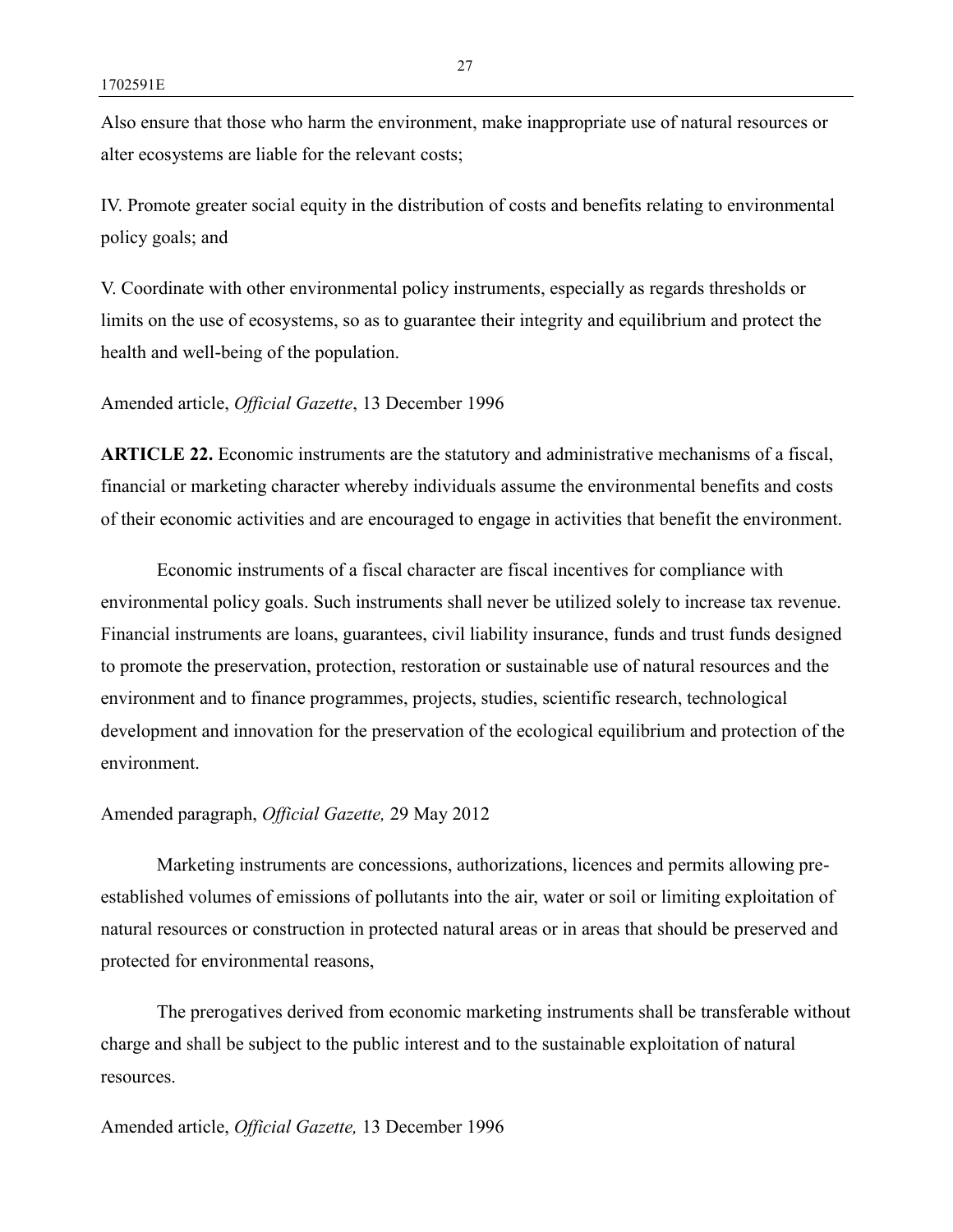Also ensure that those who harm the environment, make inappropriate use of natural resources or alter ecosystems are liable for the relevant costs;

IV. Promote greater social equity in the distribution of costs and benefits relating to environmental policy goals; and

V. Coordinate with other environmental policy instruments, especially as regards thresholds or limits on the use of ecosystems, so as to guarantee their integrity and equilibrium and protect the health and well-being of the population.

Amended article, *Official Gazette*, 13 December 1996

**ARTICLE 22.** Economic instruments are the statutory and administrative mechanisms of a fiscal, financial or marketing character whereby individuals assume the environmental benefits and costs of their economic activities and are encouraged to engage in activities that benefit the environment.

Economic instruments of a fiscal character are fiscal incentives for compliance with environmental policy goals. Such instruments shall never be utilized solely to increase tax revenue. Financial instruments are loans, guarantees, civil liability insurance, funds and trust funds designed to promote the preservation, protection, restoration or sustainable use of natural resources and the environment and to finance programmes, projects, studies, scientific research, technological development and innovation for the preservation of the ecological equilibrium and protection of the environment.

Amended paragraph, *Official Gazette,* 29 May 2012

Marketing instruments are concessions, authorizations, licences and permits allowing pre-established volumes of emissions of pollutants into the air, water or soil or limiting exploitation of natural resources or construction in protected natural areas or in areas that should be preserved and protected for environmental reasons,

The prerogatives derived from economic marketing instruments shall be transferable without charge and shall be subject to the public interest and to the sustainable exploitation of natural resources.

Amended article, *Official Gazette,* 13 December 1996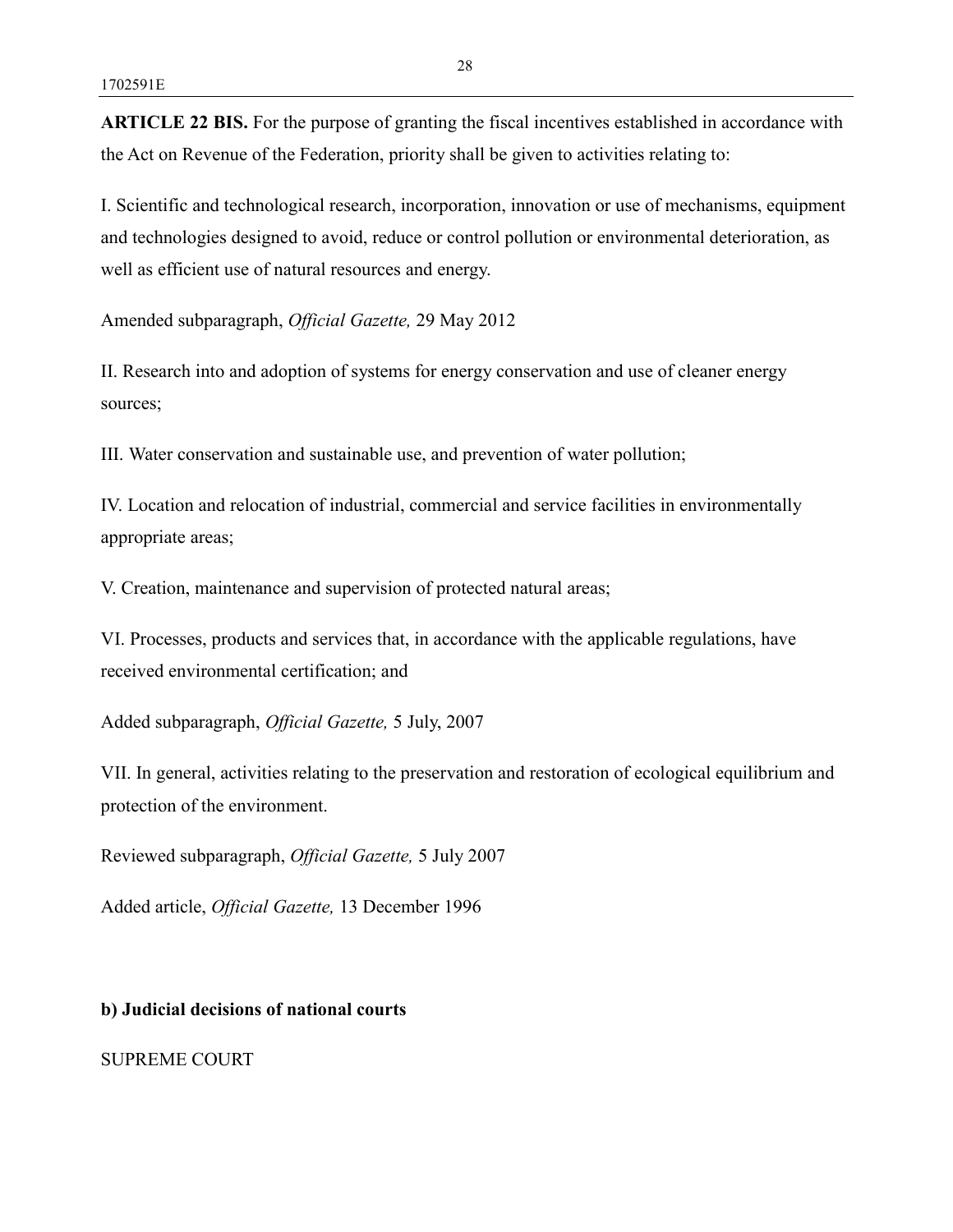**ARTICLE 22 BIS.** For the purpose of granting the fiscal incentives established in accordance with the Act on Revenue of the Federation, priority shall be given to activities relating to:

I. Scientific and technological research, incorporation, innovation or use of mechanisms, equipment and technologies designed to avoid, reduce or control pollution or environmental deterioration, as well as efficient use of natural resources and energy.

Amended subparagraph, *Official Gazette,* 29 May 2012

II. Research into and adoption of systems for energy conservation and use of cleaner energy sources;

III. Water conservation and sustainable use, and prevention of water pollution;

IV. Location and relocation of industrial, commercial and service facilities in environmentally appropriate areas;

V. Creation, maintenance and supervision of protected natural areas;

VI. Processes, products and services that, in accordance with the applicable regulations, have received environmental certification; and

Added subparagraph, *Official Gazette,* 5 July, 2007

VII. In general, activities relating to the preservation and restoration of ecological equilibrium and protection of the environment.

Reviewed subparagraph, *Official Gazette,* 5 July 2007

Added article, *Official Gazette,* 13 December 1996

**b) Judicial decisions of national courts**

SUPREME COURT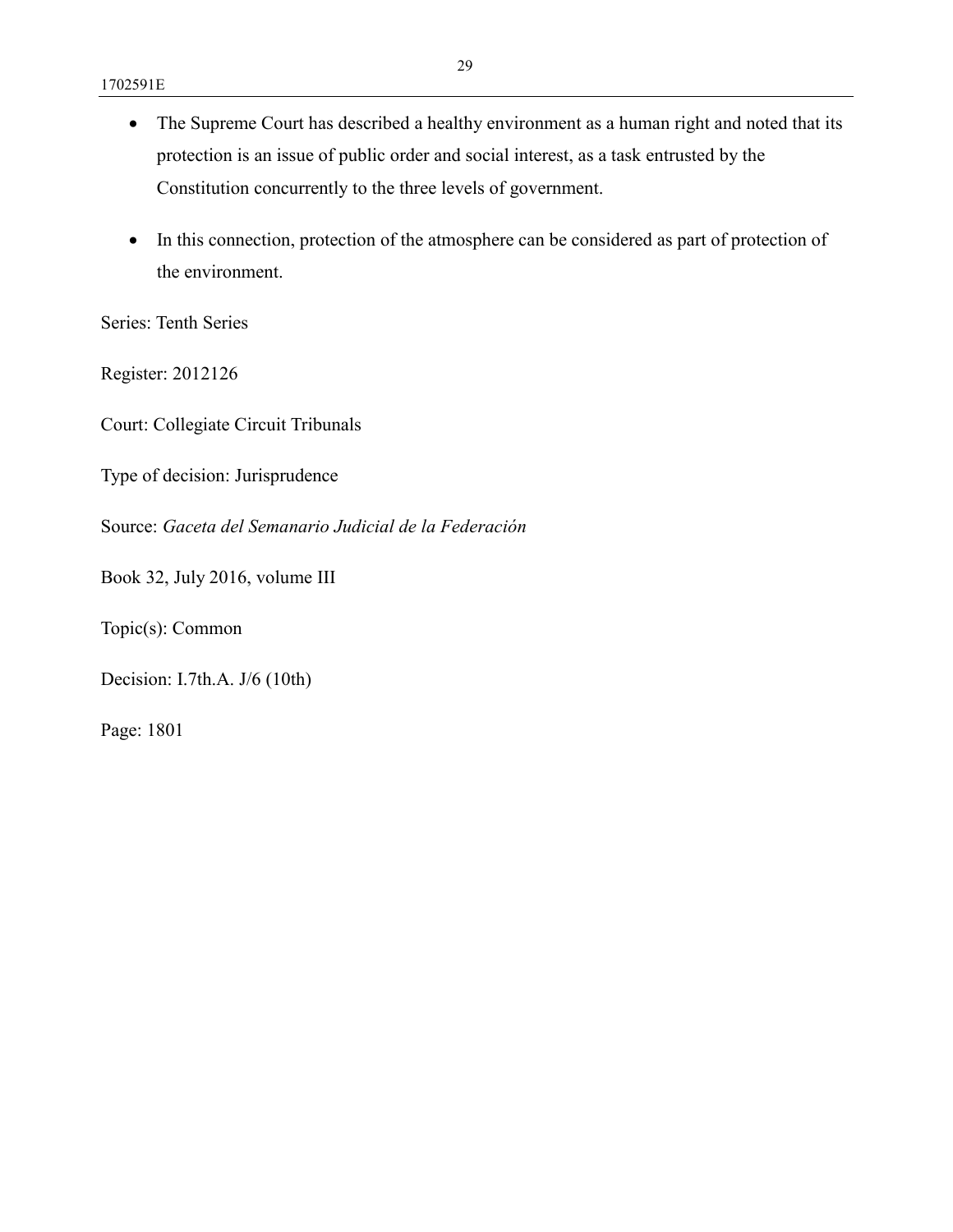- The Supreme Court has described a healthy environment as a human right and noted that its protection is an issue of public order and social interest, as a task entrusted by the Constitution concurrently to the three levels of government.

- In this connection, protection of the atmosphere can be considered as part of protection of the environment.

Series: Tenth Series

Register: 2012126

Court: Collegiate Circuit Tribunals

Type of decision: Jurisprudence

Source: *Gaceta del Semanario Judicial de la Federación*

Book 32, July 2016, volume III

Topic(s): Common

Decision: I.7th.A. J/6 (10th)

Page: 1801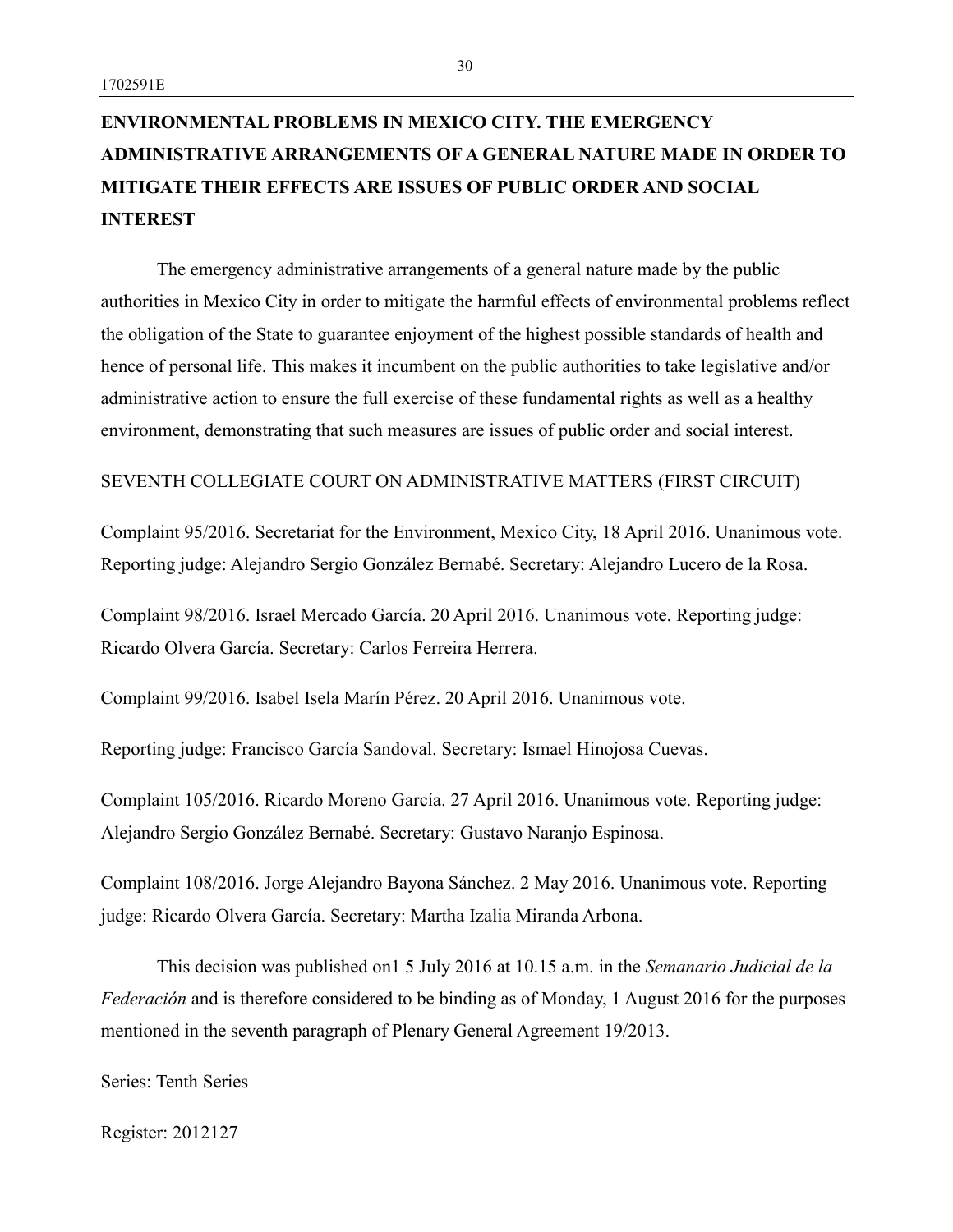**ENVIRONMENTAL PROBLEMS IN MEXICO CITY. THE EMERGENCY ADMINISTRATIVE ARRANGEMENTS OF A GENERAL NATURE MADE IN ORDER TO MITIGATE THEIR EFFECTS ARE ISSUES OF PUBLIC ORDER AND SOCIAL INTEREST**

The emergency administrative arrangements of a general nature made by the public authorities in Mexico City in order to mitigate the harmful effects of environmental problems reflect the obligation of the State to guarantee enjoyment of the highest possible standards of health and hence of personal life. This makes it incumbent on the public authorities to take legislative and/or administrative action to ensure the full exercise of these fundamental rights as well as a healthy environment, demonstrating that such measures are issues of public order and social interest.

SEVENTH COLLEGIATE COURT ON ADMINISTRATIVE MATTERS (FIRST CIRCUIT)

Complaint 95/2016. Secretariat for the Environment, Mexico City, 18 April 2016. Unanimous vote. Reporting judge: Alejandro Sergio González Bernabé. Secretary: Alejandro Lucero de la Rosa.

Complaint 98/2016. Israel Mercado García. 20 April 2016. Unanimous vote. Reporting judge: Ricardo Olvera García. Secretary: Carlos Ferreira Herrera.

Complaint 99/2016. Isabel Isela Marín Pérez. 20 April 2016. Unanimous vote.

Reporting judge: Francisco García Sandoval. Secretary: Ismael Hinojosa Cuevas.

Complaint 105/2016. Ricardo Moreno García. 27 April 2016. Unanimous vote. Reporting judge: Alejandro Sergio González Bernabé. Secretary: Gustavo Naranjo Espinosa.

Complaint 108/2016. Jorge Alejandro Bayona Sánchez. 2 May 2016. Unanimous vote. Reporting judge: Ricardo Olvera García. Secretary: Martha Izalia Miranda Arbona.

This decision was published on1 5 July 2016 at 10.15 a.m. in the *Semanario Judicial de la Federación* and is therefore considered to be binding as of Monday, 1 August 2016 for the purposes mentioned in the seventh paragraph of Plenary General Agreement 19/2013.

Series: Tenth Series

Register: 2012127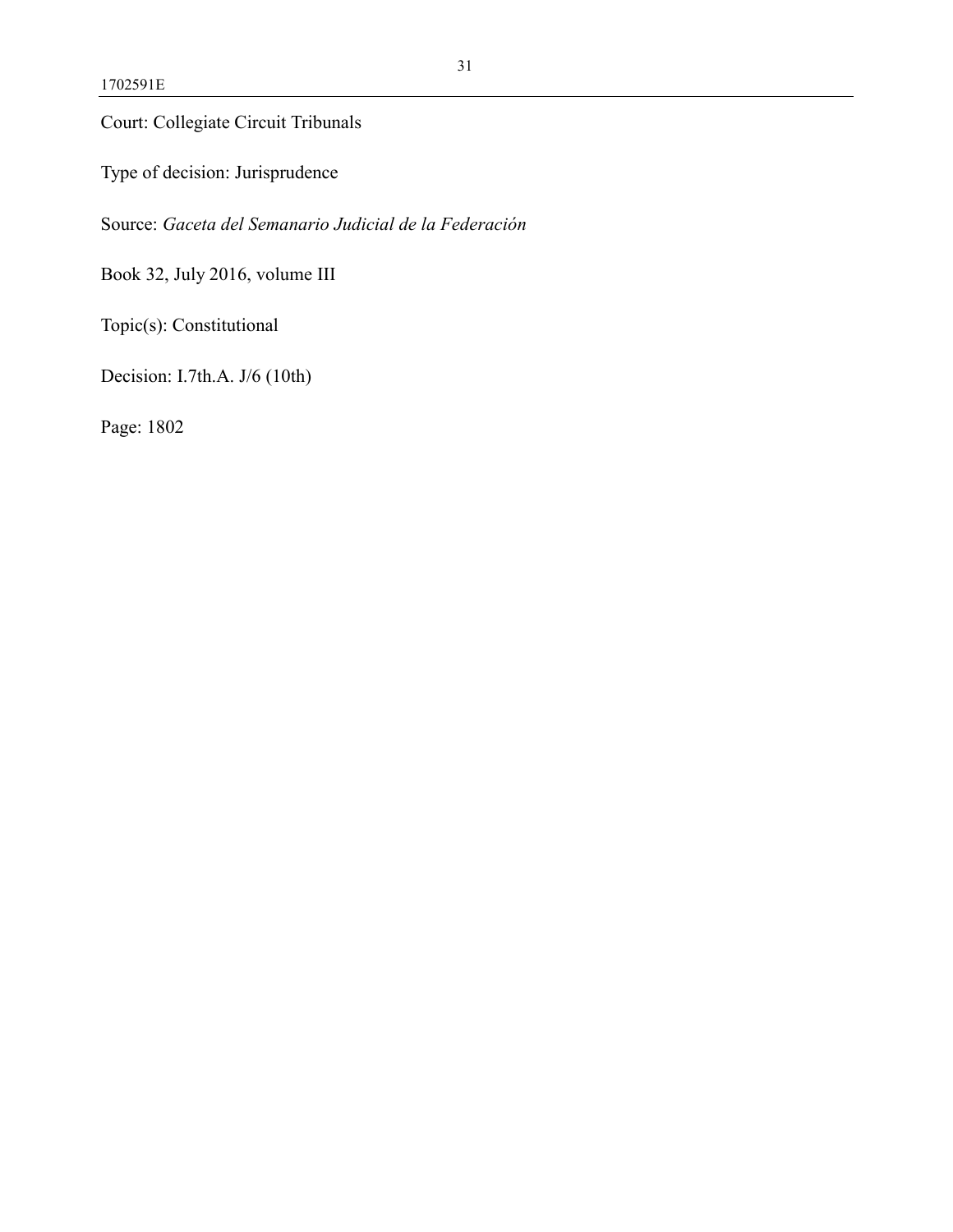Court: Collegiate Circuit Tribunals

Type of decision: Jurisprudence

Source: *Gaceta del Semanario Judicial de la Federación*

Book 32, July 2016, volume III

Topic(s): Constitutional

Decision: I.7th.A. J/6 (10th)

Page: 1802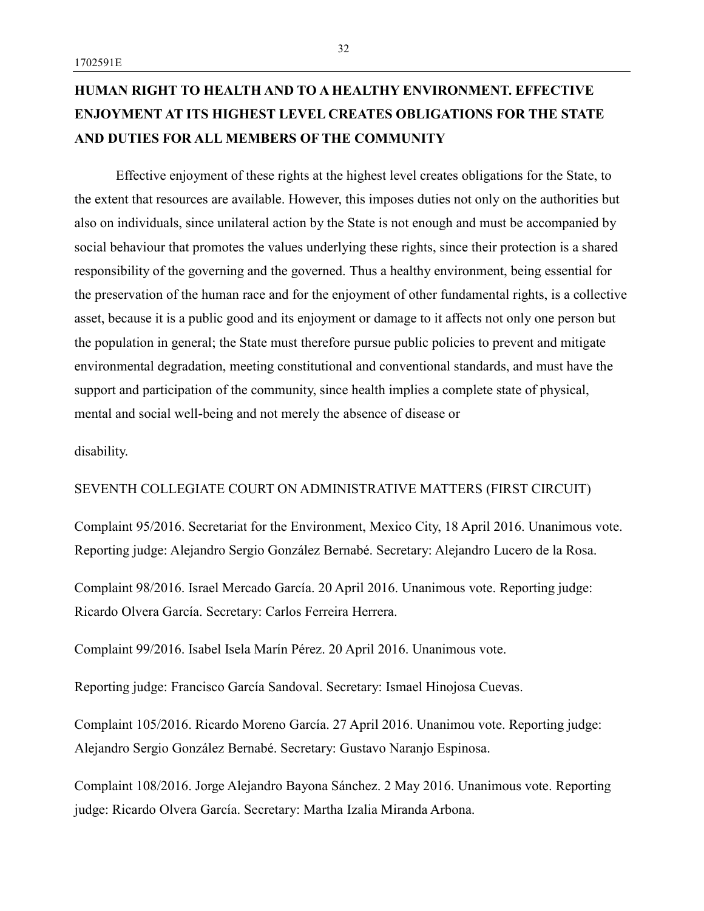**HUMAN RIGHT TO HEALTH AND TO A HEALTHY ENVIRONMENT. EFFECTIVE ENJOYMENT AT ITS HIGHEST LEVEL CREATES OBLIGATIONS FOR THE STATE AND DUTIES FOR ALL MEMBERS OF THE COMMUNITY**

Effective enjoyment of these rights at the highest level creates obligations for the State, to the extent that resources are available. However, this imposes duties not only on the authorities but also on individuals, since unilateral action by the State is not enough and must be accompanied by social behaviour that promotes the values underlying these rights, since their protection is a shared responsibility of the governing and the governed. Thus a healthy environment, being essential for the preservation of the human race and for the enjoyment of other fundamental rights, is a collective asset, because it is a public good and its enjoyment or damage to it affects not only one person but the population in general; the State must therefore pursue public policies to prevent and mitigate environmental degradation, meeting constitutional and conventional standards, and must have the support and participation of the community, since health implies a complete state of physical, mental and social well-being and not merely the absence of disease or

disability.

SEVENTH COLLEGIATE COURT ON ADMINISTRATIVE MATTERS (FIRST CIRCUIT)

Complaint 95/2016. Secretariat for the Environment, Mexico City, 18 April 2016. Unanimous vote. Reporting judge: Alejandro Sergio González Bernabé. Secretary: Alejandro Lucero de la Rosa.

Complaint 98/2016. Israel Mercado García. 20 April 2016. Unanimous vote. Reporting judge: Ricardo Olvera García. Secretary: Carlos Ferreira Herrera.

Complaint 99/2016. Isabel Isela Marín Pérez. 20 April 2016. Unanimous vote.

Reporting judge: Francisco García Sandoval. Secretary: Ismael Hinojosa Cuevas.

Complaint 105/2016. Ricardo Moreno García. 27 April 2016. Unanimou vote. Reporting judge: Alejandro Sergio González Bernabé. Secretary: Gustavo Naranjo Espinosa.

Complaint 108/2016. Jorge Alejandro Bayona Sánchez. 2 May 2016. Unanimous vote. Reporting judge: Ricardo Olvera García. Secretary: Martha Izalia Miranda Arbona.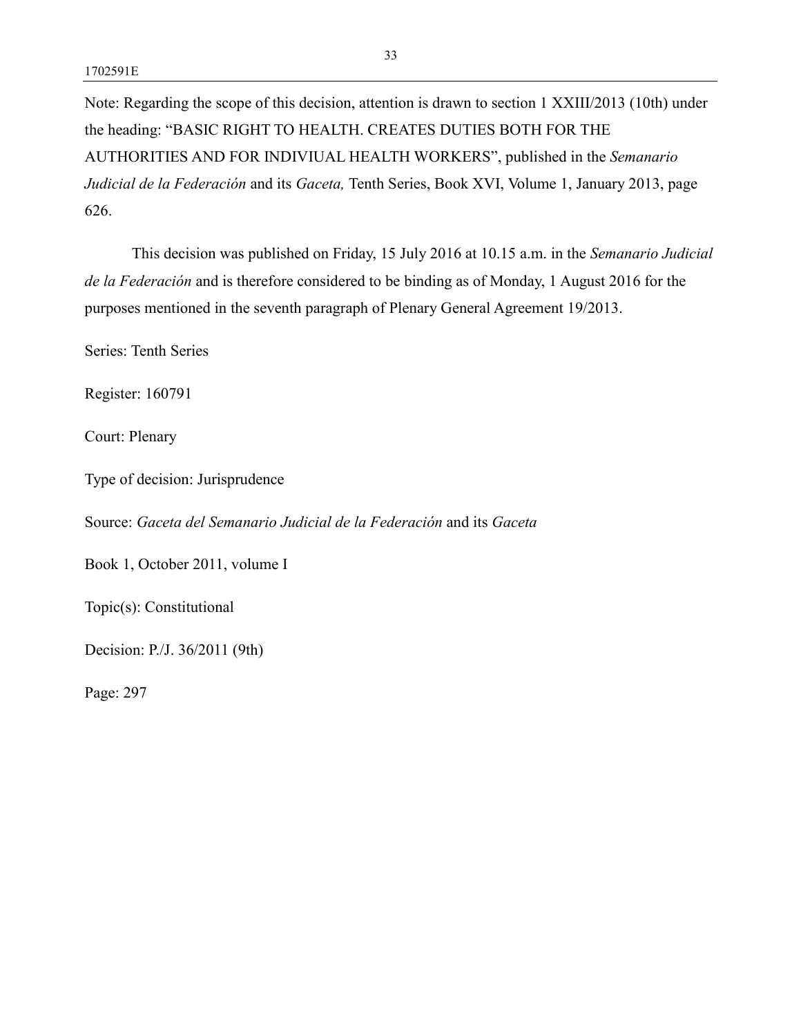Note: Regarding the scope of this decision, attention is drawn to section 1 XXIII/2013 (10th) under the heading: "BASIC RIGHT TO HEALTH. CREATES DUTIES BOTH FOR THE AUTHORITIES AND FOR INDIVIUAL HEALTH WORKERS", published in the *Semanario Judicial de la Federación* and its *Gaceta,* Tenth Series, Book XVI, Volume 1, January 2013, page 626.

This decision was published on Friday, 15 July 2016 at 10.15 a.m. in the *Semanario Judicial de la Federación* and is therefore considered to be binding as of Monday, 1 August 2016 for the purposes mentioned in the seventh paragraph of Plenary General Agreement 19/2013.

Series: Tenth Series

Register: 160791

Court: Plenary

Type of decision: Jurisprudence

Source: *Gaceta del Semanario Judicial de la Federación* and its *Gaceta*

Book 1, October 2011, volume I

Topic(s): Constitutional

Decision: P./J. 36/2011 (9th)

Page: 297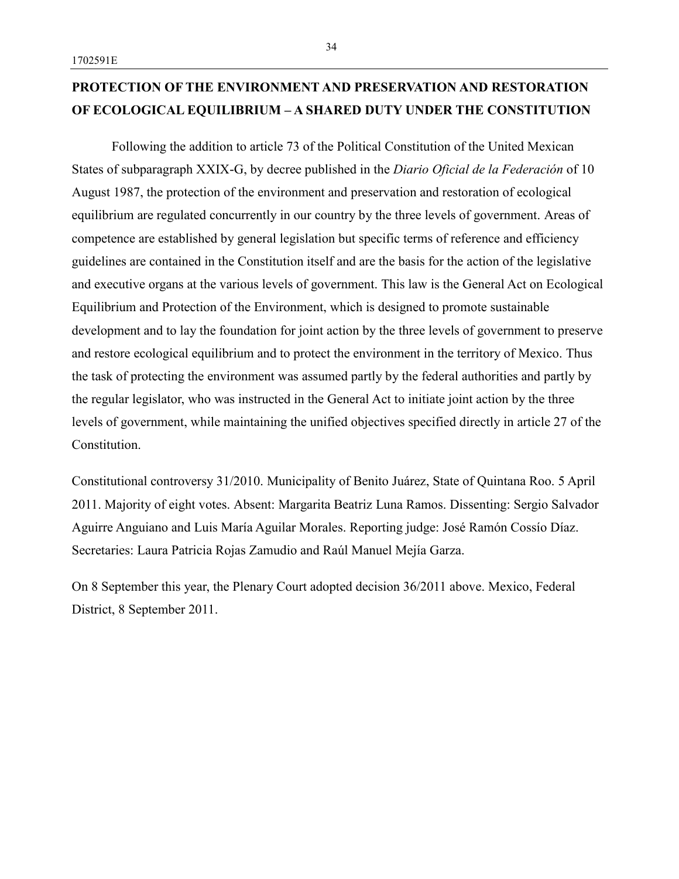**PROTECTION OF THE ENVIRONMENT AND PRESERVATION AND RESTORATION OF ECOLOGICAL EQUILIBRIUM – A SHARED DUTY UNDER THE CONSTITUTION**

Following the addition to article 73 of the Political Constitution of the United Mexican States of subparagraph XXIX-G, by decree published in the *Diario Oficial de la Federación* of 10 August 1987, the protection of the environment and preservation and restoration of ecological equilibrium are regulated concurrently in our country by the three levels of government. Areas of competence are established by general legislation but specific terms of reference and efficiency guidelines are contained in the Constitution itself and are the basis for the action of the legislative and executive organs at the various levels of government. This law is the General Act on Ecological Equilibrium and Protection of the Environment, which is designed to promote sustainable development and to lay the foundation for joint action by the three levels of government to preserve and restore ecological equilibrium and to protect the environment in the territory of Mexico. Thus the task of protecting the environment was assumed partly by the federal authorities and partly by the regular legislator, who was instructed in the General Act to initiate joint action by the three levels of government, while maintaining the unified objectives specified directly in article 27 of the Constitution.

Constitutional controversy 31/2010. Municipality of Benito Juárez, State of Quintana Roo. 5 April 2011. Majority of eight votes. Absent: Margarita Beatriz Luna Ramos. Dissenting: Sergio Salvador Aguirre Anguiano and Luis María Aguilar Morales. Reporting judge: José Ramón Cossío Díaz. Secretaries: Laura Patricia Rojas Zamudio and Raúl Manuel Mejía Garza.

On 8 September this year, the Plenary Court adopted decision 36/2011 above. Mexico, Federal District, 8 September 2011.